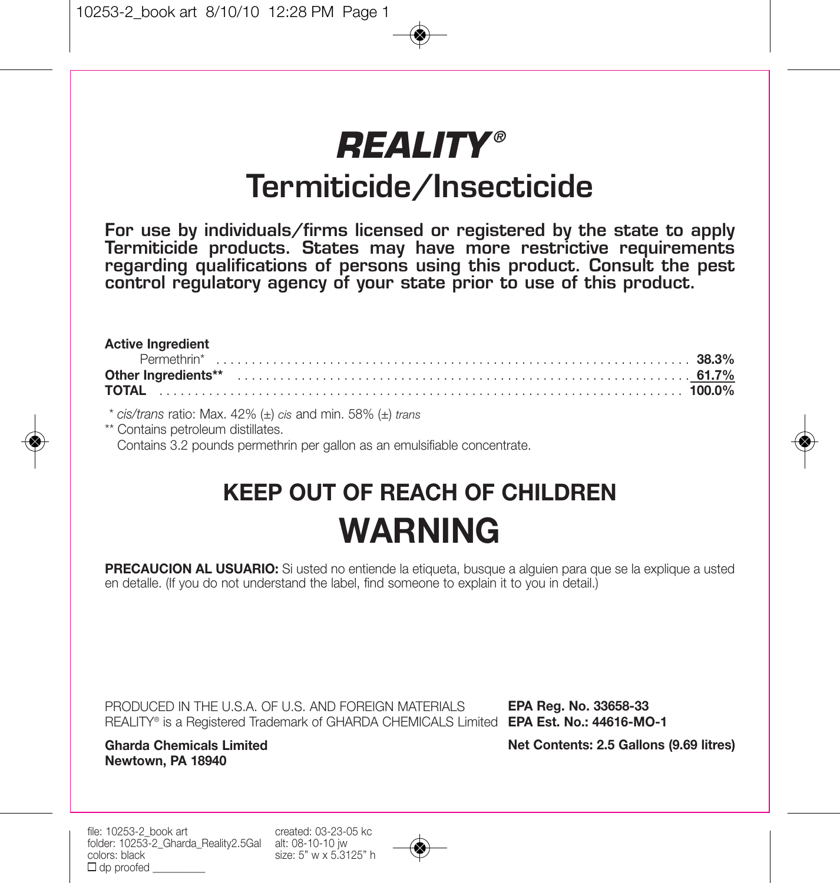# *REALITY*®

## Termiticide/Insecticide

**For use by individuals/firms licensed or registered by the state to apply Termiticide products. States may have more restrictive requirements regarding qualifications of persons using this product. Consult the pest control regulatory agency of your state prior to use of this product.**

| **Active Ingredient** | |
|---|---|
| Permethrin* | **38.3%** |
| **Other Ingredients**** | **61.7%** |
| **TOTAL** | **100.0%** |

\* *cis/trans* ratio: Max. 42% (±) *cis* and min. 58% (±) *trans*

\*\* Contains petroleum distillates.

Contains 3.2 pounds permethrin per gallon as an emulsifiable concentrate.

## KEEP OUT OF REACH OF CHILDREN

# WARNING

**PRECAUCION AL USUARIO:** Si usted no entiende la etiqueta, busque a alguien para que se la explique a usted en detalle. (If you do not understand the label, find someone to explain it to you in detail.)

PRODUCED IN THE U.S.A. OF U.S. AND FOREIGN MATERIALS

REALITY® is a Registered Trademark of GHARDA CHEMICALS Limited

**Gharda Chemicals Limited**
**Newtown, PA 18940**

**EPA Reg. No. 33658-33**
**EPA Est. No.: 44616-MO-1**

**Net Contents: 2.5 Gallons (9.69 litres)**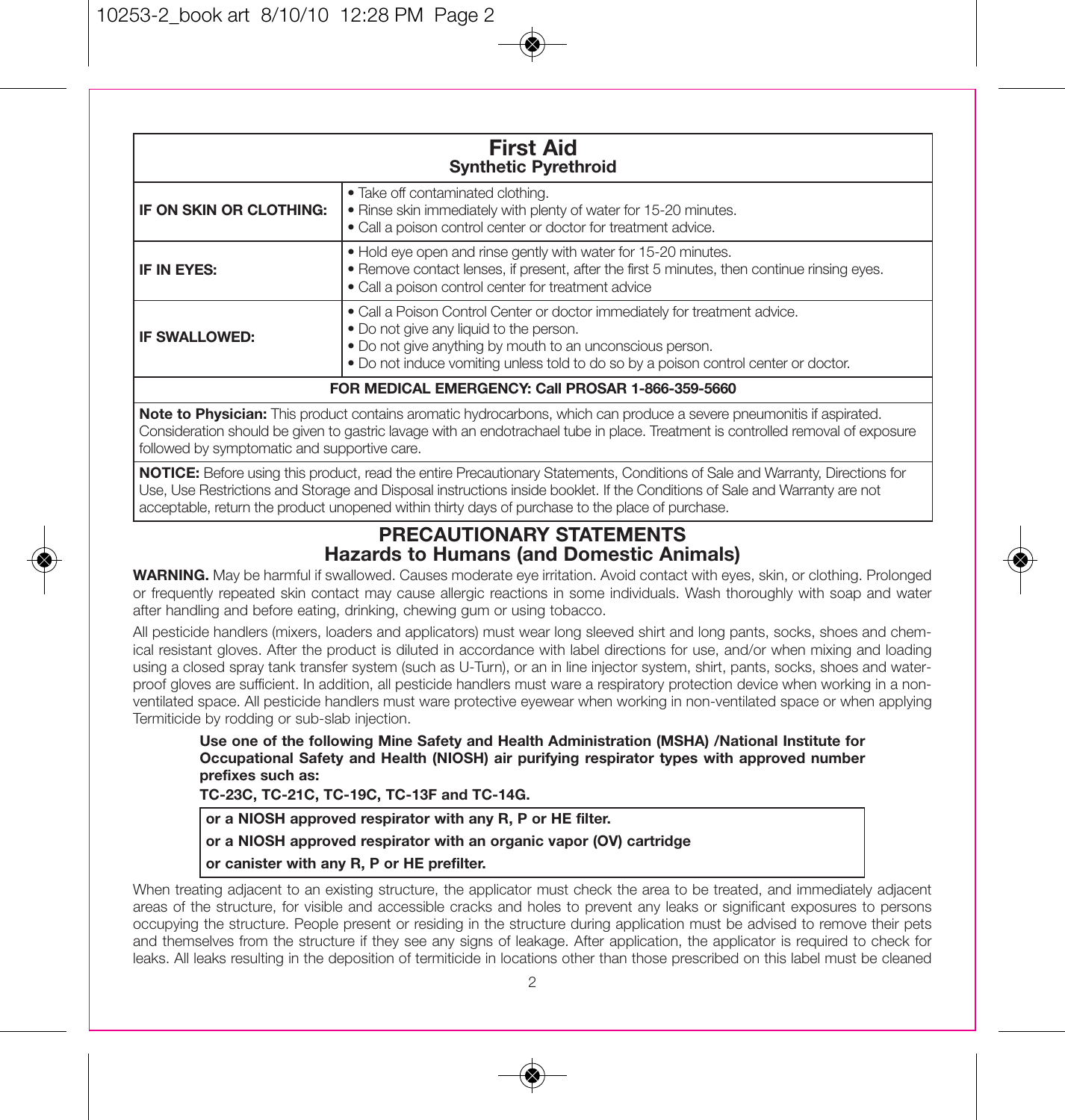| First Aid<br>Synthetic Pyrethroid | |
|---|---|
| **IF ON SKIN OR CLOTHING:** | • Take off contaminated clothing.<br>• Rinse skin immediately with plenty of water for 15-20 minutes.<br>• Call a poison control center or doctor for treatment advice. |
| **IF IN EYES:** | • Hold eye open and rinse gently with water for 15-20 minutes.<br>• Remove contact lenses, if present, after the first 5 minutes, then continue rinsing eyes.<br>• Call a poison control center for treatment advice |
| **IF SWALLOWED:** | • Call a Poison Control Center or doctor immediately for treatment advice.<br>• Do not give any liquid to the person.<br>• Do not give anything by mouth to an unconscious person.<br>• Do not induce vomiting unless told to do so by a poison control center or doctor. |
| **FOR MEDICAL EMERGENCY: Call PROSAR 1-866-359-5660** | |

**Note to Physician:** This product contains aromatic hydrocarbons, which can produce a severe pneumonitis if aspirated. Consideration should be given to gastric lavage with an endotrachael tube in place. Treatment is controlled removal of exposure followed by symptomatic and supportive care.

**NOTICE:** Before using this product, read the entire Precautionary Statements, Conditions of Sale and Warranty, Directions for Use, Use Restrictions and Storage and Disposal instructions inside booklet. If the Conditions of Sale and Warranty are not acceptable, return the product unopened within thirty days of purchase to the place of purchase.

## PRECAUTIONARY STATEMENTS

### Hazards to Humans (and Domestic Animals)

**WARNING.** May be harmful if swallowed. Causes moderate eye irritation. Avoid contact with eyes, skin, or clothing. Prolonged or frequently repeated skin contact may cause allergic reactions in some individuals. Wash thoroughly with soap and water after handling and before eating, drinking, chewing gum or using tobacco.

All pesticide handlers (mixers, loaders and applicators) must wear long sleeved shirt and long pants, socks, shoes and chemical resistant gloves. After the product is diluted in accordance with label directions for use, and/or when mixing and loading using a closed spray tank transfer system (such as U-Turn), or an in line injector system, shirt, pants, socks, shoes and waterproof gloves are sufficient. In addition, all pesticide handlers must ware a respiratory protection device when working in a non-ventilated space. All pesticide handlers must ware protective eyewear when working in non-ventilated space or when applying Termiticide by rodding or sub-slab injection.

**Use one of the following Mine Safety and Health Administration (MSHA) /National Institute for Occupational Safety and Health (NIOSH) air purifying respirator types with approved number prefixes such as:**

**TC-23C, TC-21C, TC-19C, TC-13F and TC-14G.**

**or a NIOSH approved respirator with any R, P or HE filter.**

**or a NIOSH approved respirator with an organic vapor (OV) cartridge**

**or canister with any R, P or HE prefilter.**

When treating adjacent to an existing structure, the applicator must check the area to be treated, and immediately adjacent areas of the structure, for visible and accessible cracks and holes to prevent any leaks or significant exposures to persons occupying the structure. People present or residing in the structure during application must be advised to remove their pets and themselves from the structure if they see any signs of leakage. After application, the applicator is required to check for leaks. All leaks resulting in the deposition of termiticide in locations other than those prescribed on this label must be cleaned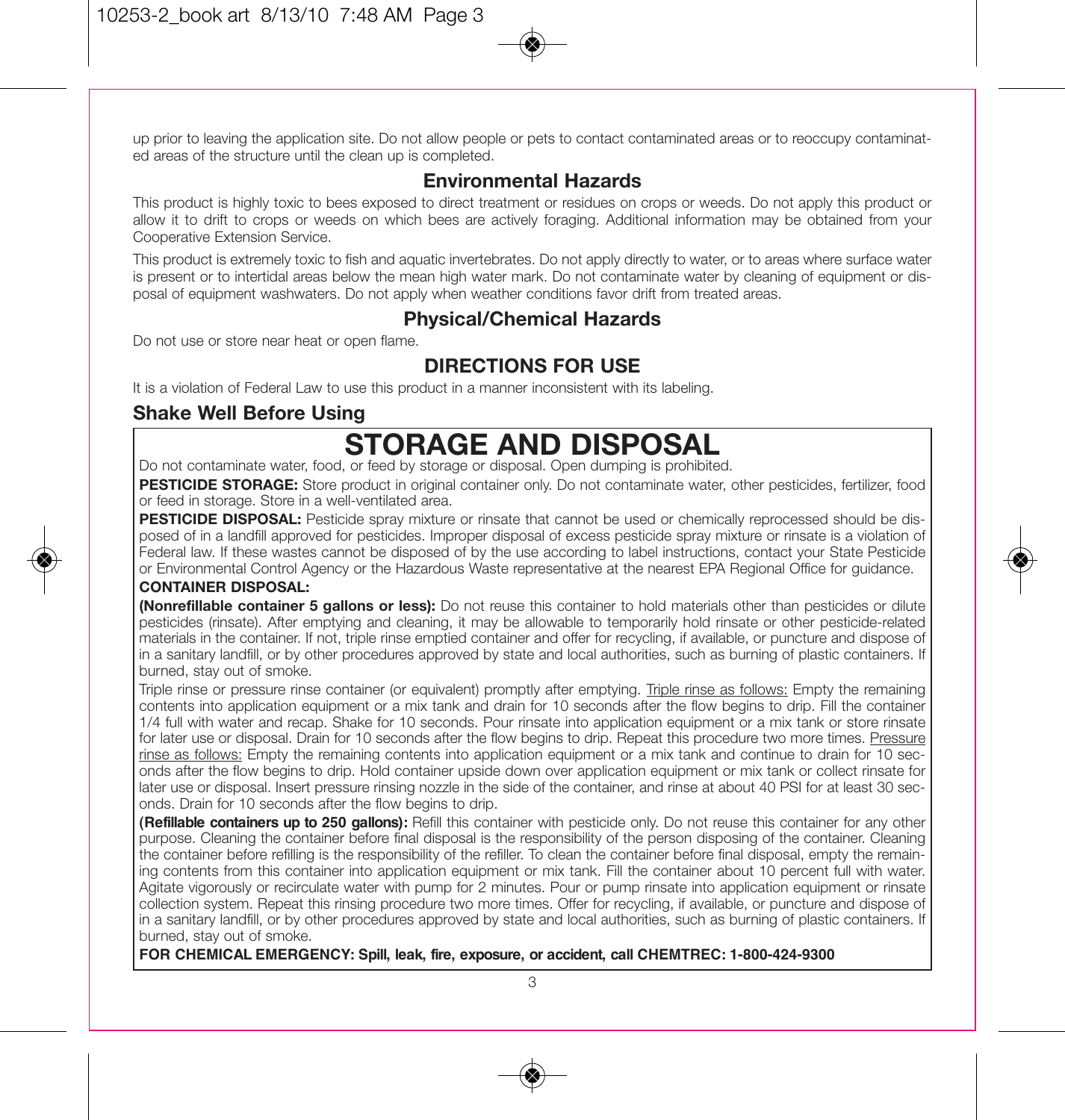up prior to leaving the application site. Do not allow people or pets to contact contaminated areas or to reoccupy contaminated areas of the structure until the clean up is completed.

## Environmental Hazards

This product is highly toxic to bees exposed to direct treatment or residues on crops or weeds. Do not apply this product or allow it to drift to crops or weeds on which bees are actively foraging. Additional information may be obtained from your Cooperative Extension Service.

This product is extremely toxic to fish and aquatic invertebrates. Do not apply directly to water, or to areas where surface water is present or to intertidal areas below the mean high water mark. Do not contaminate water by cleaning of equipment or disposal of equipment washwaters. Do not apply when weather conditions favor drift from treated areas.

## Physical/Chemical Hazards

Do not use or store near heat or open flame.

## DIRECTIONS FOR USE

It is a violation of Federal Law to use this product in a manner inconsistent with its labeling.

### Shake Well Before Using

# STORAGE AND DISPOSAL

Do not contaminate water, food, or feed by storage or disposal. Open dumping is prohibited.

**PESTICIDE STORAGE:** Store product in original container only. Do not contaminate water, other pesticides, fertilizer, food or feed in storage. Store in a well-ventilated area.

**PESTICIDE DISPOSAL:** Pesticide spray mixture or rinsate that cannot be used or chemically reprocessed should be disposed of in a landfill approved for pesticides. Improper disposal of excess pesticide spray mixture or rinsate is a violation of Federal law. If these wastes cannot be disposed of by the use according to label instructions, contact your State Pesticide or Environmental Control Agency or the Hazardous Waste representative at the nearest EPA Regional Office for guidance.

**CONTAINER DISPOSAL:**

**(Nonrefillable container 5 gallons or less):** Do not reuse this container to hold materials other than pesticides or dilute pesticides (rinsate). After emptying and cleaning, it may be allowable to temporarily hold rinsate or other pesticide-related materials in the container. If not, triple rinse emptied container and offer for recycling, if available, or puncture and dispose of in a sanitary landfill, or by other procedures approved by state and local authorities, such as burning of plastic containers. If burned, stay out of smoke.

Triple rinse or pressure rinse container (or equivalent) promptly after emptying. Triple rinse as follows: Empty the remaining contents into application equipment or a mix tank and drain for 10 seconds after the flow begins to drip. Fill the container 1/4 full with water and recap. Shake for 10 seconds. Pour rinsate into application equipment or a mix tank or store rinsate for later use or disposal. Drain for 10 seconds after the flow begins to drip. Repeat this procedure two more times. Pressure rinse as follows: Empty the remaining contents into application equipment or a mix tank and continue to drain for 10 seconds after the flow begins to drip. Hold container upside down over application equipment or mix tank or collect rinsate for later use or disposal. Insert pressure rinsing nozzle in the side of the container, and rinse at about 40 PSI for at least 30 seconds. Drain for 10 seconds after the flow begins to drip.

**(Refillable containers up to 250 gallons):** Refill this container with pesticide only. Do not reuse this container for any other purpose. Cleaning the container before final disposal is the responsibility of the person disposing of the container. Cleaning the container before refilling is the responsibility of the refiller. To clean the container before final disposal, empty the remaining contents from this container into application equipment or mix tank. Fill the container about 10 percent full with water. Agitate vigorously or recirculate water with pump for 2 minutes. Pour or pump rinsate into application equipment or rinsate collection system. Repeat this rinsing procedure two more times. Offer for recycling, if available, or puncture and dispose of in a sanitary landfill, or by other procedures approved by state and local authorities, such as burning of plastic containers. If burned, stay out of smoke.

**FOR CHEMICAL EMERGENCY: Spill, leak, fire, exposure, or accident, call CHEMTREC: 1-800-424-9300**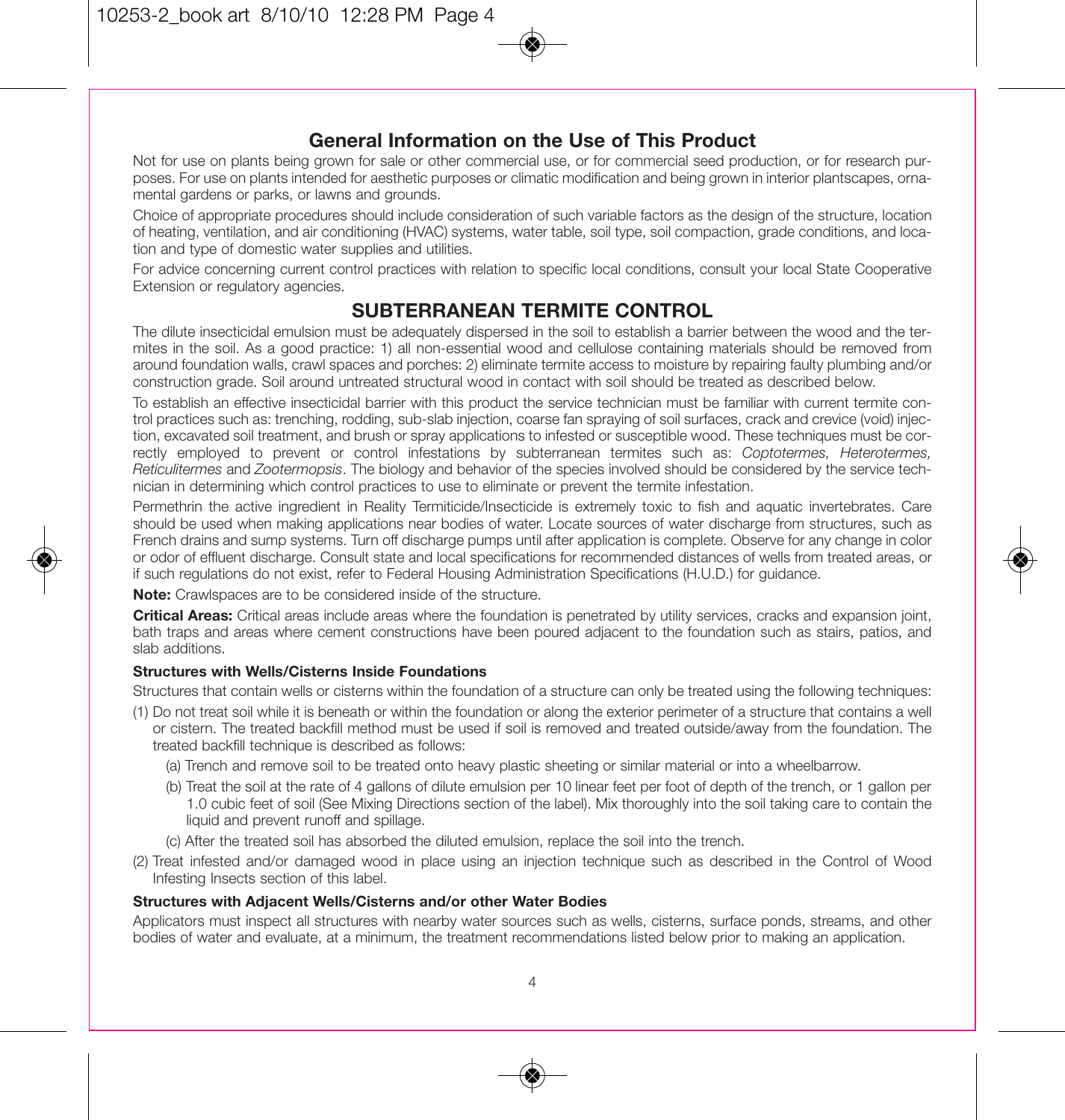## General Information on the Use of This Product

Not for use on plants being grown for sale or other commercial use, or for commercial seed production, or for research purposes. For use on plants intended for aesthetic purposes or climatic modification and being grown in interior plantscapes, ornamental gardens or parks, or lawns and grounds.

Choice of appropriate procedures should include consideration of such variable factors as the design of the structure, location of heating, ventilation, and air conditioning (HVAC) systems, water table, soil type, soil compaction, grade conditions, and location and type of domestic water supplies and utilities.

For advice concerning current control practices with relation to specific local conditions, consult your local State Cooperative Extension or regulatory agencies.

## SUBTERRANEAN TERMITE CONTROL

The dilute insecticidal emulsion must be adequately dispersed in the soil to establish a barrier between the wood and the termites in the soil. As a good practice: 1) all non-essential wood and cellulose containing materials should be removed from around foundation walls, crawl spaces and porches: 2) eliminate termite access to moisture by repairing faulty plumbing and/or construction grade. Soil around untreated structural wood in contact with soil should be treated as described below.

To establish an effective insecticidal barrier with this product the service technician must be familiar with current termite control practices such as: trenching, rodding, sub-slab injection, coarse fan spraying of soil surfaces, crack and crevice (void) injection, excavated soil treatment, and brush or spray applications to infested or susceptible wood. These techniques must be correctly employed to prevent or control infestations by subterranean termites such as: *Coptotermes, Heterotermes, Reticulitermes* and *Zootermopsis*. The biology and behavior of the species involved should be considered by the service technician in determining which control practices to use to eliminate or prevent the termite infestation.

Permethrin the active ingredient in Reality Termiticide/Insecticide is extremely toxic to fish and aquatic invertebrates. Care should be used when making applications near bodies of water. Locate sources of water discharge from structures, such as French drains and sump systems. Turn off discharge pumps until after application is complete. Observe for any change in color or odor of effluent discharge. Consult state and local specifications for recommended distances of wells from treated areas, or if such regulations do not exist, refer to Federal Housing Administration Specifications (H.U.D.) for guidance.

**Note:** Crawlspaces are to be considered inside of the structure.

**Critical Areas:** Critical areas include areas where the foundation is penetrated by utility services, cracks and expansion joint, bath traps and areas where cement constructions have been poured adjacent to the foundation such as stairs, patios, and slab additions.

### Structures with Wells/Cisterns Inside Foundations

Structures that contain wells or cisterns within the foundation of a structure can only be treated using the following techniques:

(1) Do not treat soil while it is beneath or within the foundation or along the exterior perimeter of a structure that contains a well or cistern. The treated backfill method must be used if soil is removed and treated outside/away from the foundation. The treated backfill technique is described as follows:

   (a) Trench and remove soil to be treated onto heavy plastic sheeting or similar material or into a wheelbarrow.

   (b) Treat the soil at the rate of 4 gallons of dilute emulsion per 10 linear feet per foot of depth of the trench, or 1 gallon per 1.0 cubic feet of soil (See Mixing Directions section of the label). Mix thoroughly into the soil taking care to contain the liquid and prevent runoff and spillage.

   (c) After the treated soil has absorbed the diluted emulsion, replace the soil into the trench.

(2) Treat infested and/or damaged wood in place using an injection technique such as described in the Control of Wood Infesting Insects section of this label.

### Structures with Adjacent Wells/Cisterns and/or other Water Bodies

Applicators must inspect all structures with nearby water sources such as wells, cisterns, surface ponds, streams, and other bodies of water and evaluate, at a minimum, the treatment recommendations listed below prior to making an application.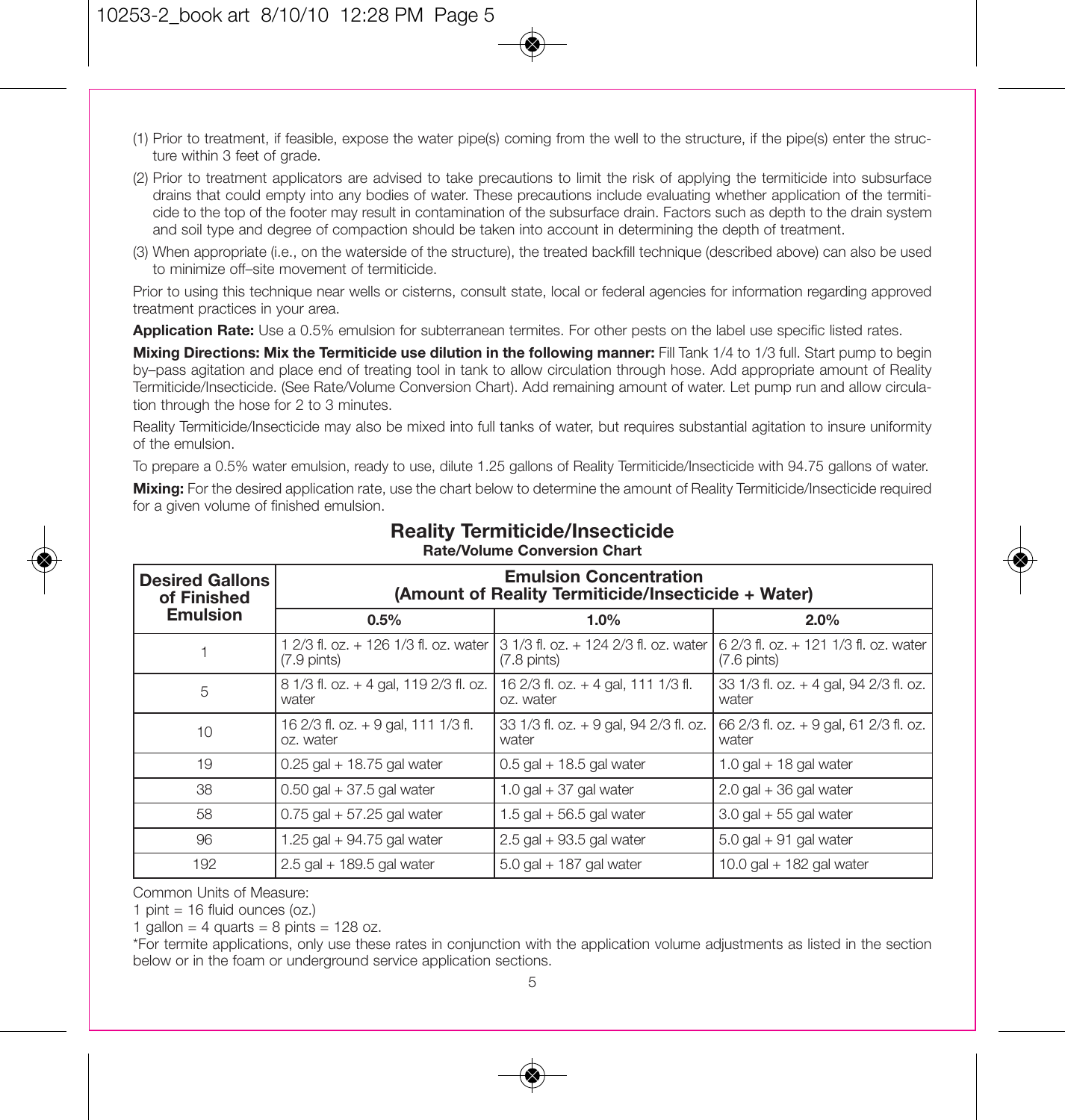(1) Prior to treatment, if feasible, expose the water pipe(s) coming from the well to the structure, if the pipe(s) enter the structure within 3 feet of grade.

(2) Prior to treatment applicators are advised to take precautions to limit the risk of applying the termiticide into subsurface drains that could empty into any bodies of water. These precautions include evaluating whether application of the termiticide to the top of the footer may result in contamination of the subsurface drain. Factors such as depth to the drain system and soil type and degree of compaction should be taken into account in determining the depth of treatment.

(3) When appropriate (i.e., on the waterside of the structure), the treated backfill technique (described above) can also be used to minimize off–site movement of termiticide.

Prior to using this technique near wells or cisterns, consult state, local or federal agencies for information regarding approved treatment practices in your area.

**Application Rate:** Use a 0.5% emulsion for subterranean termites. For other pests on the label use specific listed rates.

**Mixing Directions: Mix the Termiticide use dilution in the following manner:** Fill Tank 1/4 to 1/3 full. Start pump to begin by–pass agitation and place end of treating tool in tank to allow circulation through hose. Add appropriate amount of Reality Termiticide/Insecticide. (See Rate/Volume Conversion Chart). Add remaining amount of water. Let pump run and allow circulation through the hose for 2 to 3 minutes.

Reality Termiticide/Insecticide may also be mixed into full tanks of water, but requires substantial agitation to insure uniformity of the emulsion.

To prepare a 0.5% water emulsion, ready to use, dilute 1.25 gallons of Reality Termiticide/Insecticide with 94.75 gallons of water.

**Mixing:** For the desired application rate, use the chart below to determine the amount of Reality Termiticide/Insecticide required for a given volume of finished emulsion.

## Reality Termiticide/Insecticide

**Rate/Volume Conversion Chart**

| Desired Gallons of Finished Emulsion | Emulsion Concentration (Amount of Reality Termiticide/Insecticide + Water) | | |
|---|---|---|---|
| | 0.5% | 1.0% | 2.0% |
| 1 | 1 2/3 fl. oz. + 126 1/3 fl. oz. water (7.9 pints) | 3 1/3 fl. oz. + 124 2/3 fl. oz. water (7.8 pints) | 6 2/3 fl. oz. + 121 1/3 fl. oz. water (7.6 pints) |
| 5 | 8 1/3 fl. oz. + 4 gal, 119 2/3 fl. oz. water | 16 2/3 fl. oz. + 4 gal, 111 1/3 fl. oz. water | 33 1/3 fl. oz. + 4 gal, 94 2/3 fl. oz. water |
| 10 | 16 2/3 fl. oz. + 9 gal, 111 1/3 fl. oz. water | 33 1/3 fl. oz. + 9 gal, 94 2/3 fl. oz. water | 66 2/3 fl. oz. + 9 gal, 61 2/3 fl. oz. water |
| 19 | 0.25 gal + 18.75 gal water | 0.5 gal + 18.5 gal water | 1.0 gal + 18 gal water |
| 38 | 0.50 gal + 37.5 gal water | 1.0 gal + 37 gal water | 2.0 gal + 36 gal water |
| 58 | 0.75 gal + 57.25 gal water | 1.5 gal + 56.5 gal water | 3.0 gal + 55 gal water |
| 96 | 1.25 gal + 94.75 gal water | 2.5 gal + 93.5 gal water | 5.0 gal + 91 gal water |
| 192 | 2.5 gal + 189.5 gal water | 5.0 gal + 187 gal water | 10.0 gal + 182 gal water |

Common Units of Measure:
1 pint = 16 fluid ounces (oz.)
1 gallon = 4 quarts = 8 pints = 128 oz.

*For termite applications, only use these rates in conjunction with the application volume adjustments as listed in the section below or in the foam or underground service application sections.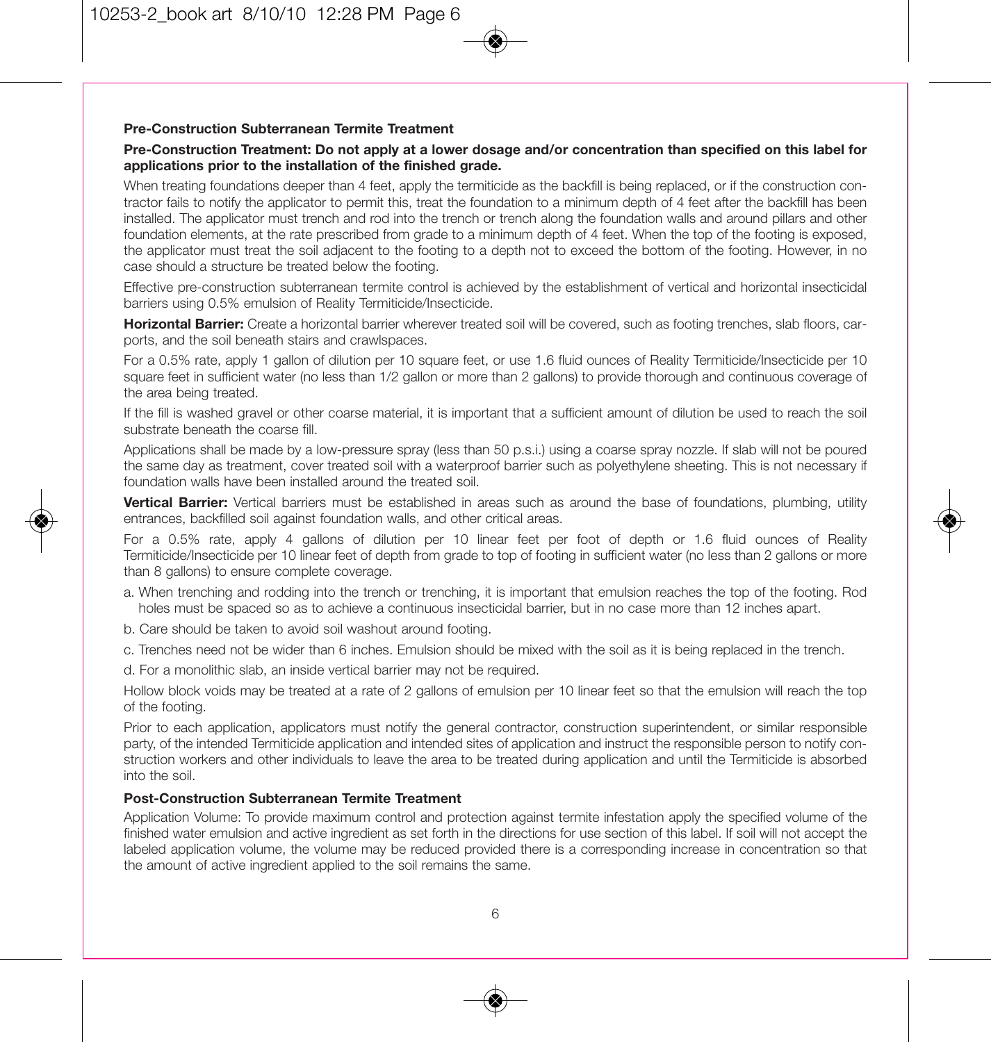### Pre-Construction Subterranean Termite Treatment

**Pre-Construction Treatment: Do not apply at a lower dosage and/or concentration than specified on this label for applications prior to the installation of the finished grade.**

When treating foundations deeper than 4 feet, apply the termiticide as the backfill is being replaced, or if the construction contractor fails to notify the applicator to permit this, treat the foundation to a minimum depth of 4 feet after the backfill has been installed. The applicator must trench and rod into the trench or trench along the foundation walls and around pillars and other foundation elements, at the rate prescribed from grade to a minimum depth of 4 feet. When the top of the footing is exposed, the applicator must treat the soil adjacent to the footing to a depth not to exceed the bottom of the footing. However, in no case should a structure be treated below the footing.

Effective pre-construction subterranean termite control is achieved by the establishment of vertical and horizontal insecticidal barriers using 0.5% emulsion of Reality Termiticide/Insecticide.

**Horizontal Barrier:** Create a horizontal barrier wherever treated soil will be covered, such as footing trenches, slab floors, carports, and the soil beneath stairs and crawlspaces.

For a 0.5% rate, apply 1 gallon of dilution per 10 square feet, or use 1.6 fluid ounces of Reality Termiticide/Insecticide per 10 square feet in sufficient water (no less than 1/2 gallon or more than 2 gallons) to provide thorough and continuous coverage of the area being treated.

If the fill is washed gravel or other coarse material, it is important that a sufficient amount of dilution be used to reach the soil substrate beneath the coarse fill.

Applications shall be made by a low-pressure spray (less than 50 p.s.i.) using a coarse spray nozzle. If slab will not be poured the same day as treatment, cover treated soil with a waterproof barrier such as polyethylene sheeting. This is not necessary if foundation walls have been installed around the treated soil.

**Vertical Barrier:** Vertical barriers must be established in areas such as around the base of foundations, plumbing, utility entrances, backfilled soil against foundation walls, and other critical areas.

For a 0.5% rate, apply 4 gallons of dilution per 10 linear feet per foot of depth or 1.6 fluid ounces of Reality Termiticide/Insecticide per 10 linear feet of depth from grade to top of footing in sufficient water (no less than 2 gallons or more than 8 gallons) to ensure complete coverage.

a. When trenching and rodding into the trench or trenching, it is important that emulsion reaches the top of the footing. Rod holes must be spaced so as to achieve a continuous insecticidal barrier, but in no case more than 12 inches apart.

b. Care should be taken to avoid soil washout around footing.

c. Trenches need not be wider than 6 inches. Emulsion should be mixed with the soil as it is being replaced in the trench.

d. For a monolithic slab, an inside vertical barrier may not be required.

Hollow block voids may be treated at a rate of 2 gallons of emulsion per 10 linear feet so that the emulsion will reach the top of the footing.

Prior to each application, applicators must notify the general contractor, construction superintendent, or similar responsible party, of the intended Termiticide application and intended sites of application and instruct the responsible person to notify construction workers and other individuals to leave the area to be treated during application and until the Termiticide is absorbed into the soil.

### Post-Construction Subterranean Termite Treatment

Application Volume: To provide maximum control and protection against termite infestation apply the specified volume of the finished water emulsion and active ingredient as set forth in the directions for use section of this label. If soil will not accept the labeled application volume, the volume may be reduced provided there is a corresponding increase in concentration so that the amount of active ingredient applied to the soil remains the same.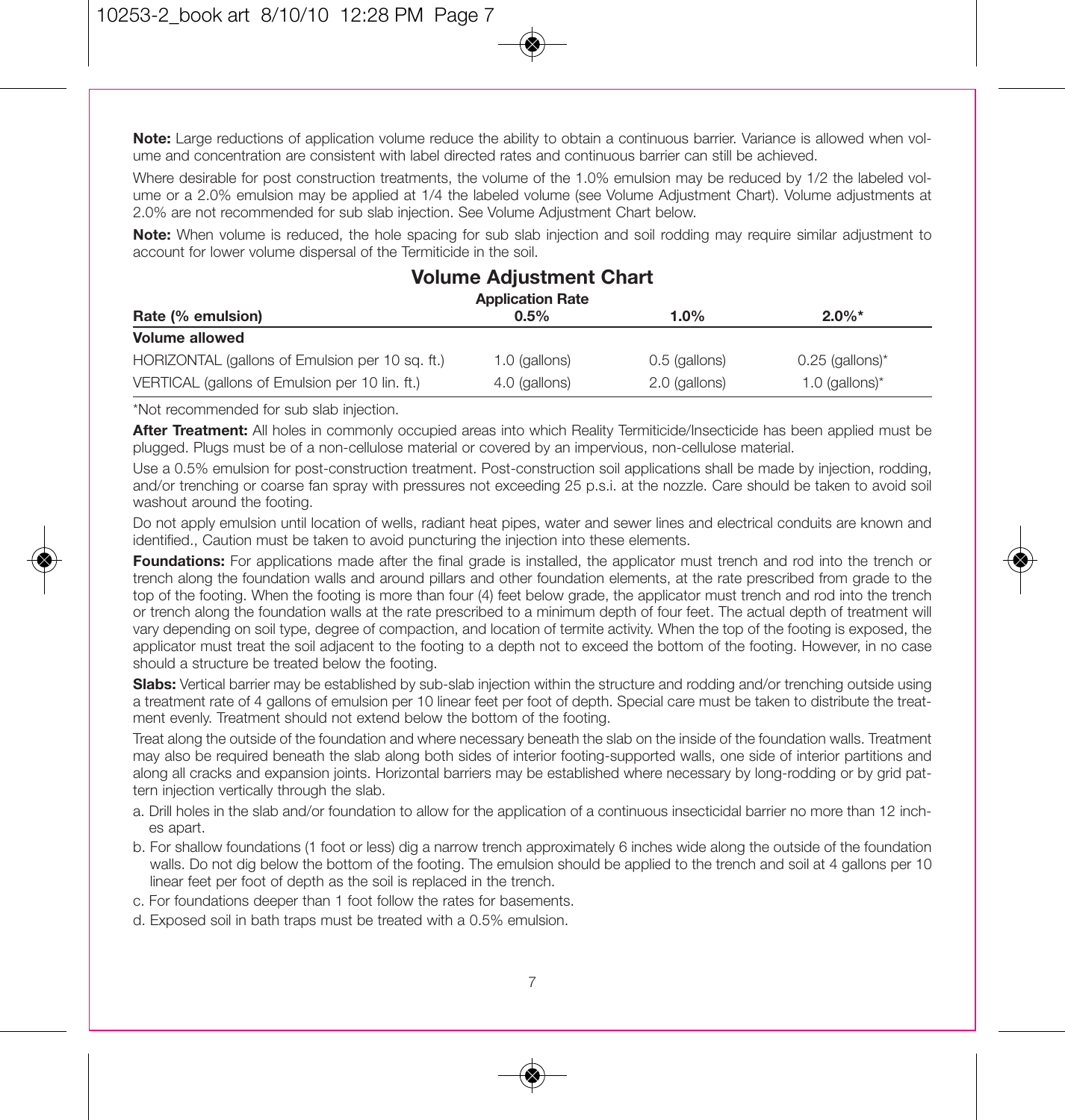**Note:** Large reductions of application volume reduce the ability to obtain a continuous barrier. Variance is allowed when volume and concentration are consistent with label directed rates and continuous barrier can still be achieved.

Where desirable for post construction treatments, the volume of the 1.0% emulsion may be reduced by 1/2 the labeled volume or a 2.0% emulsion may be applied at 1/4 the labeled volume (see Volume Adjustment Chart). Volume adjustments at 2.0% are not recommended for sub slab injection. See Volume Adjustment Chart below.

**Note:** When volume is reduced, the hole spacing for sub slab injection and soil rodding may require similar adjustment to account for lower volume dispersal of the Termiticide in the soil.

## Volume Adjustment Chart

| | Application Rate | | |
|---|---|---|---|
| **Rate (% emulsion)** | **0.5%** | **1.0%** | **2.0%*** |
| **Volume allowed** | | | |
| HORIZONTAL (gallons of Emulsion per 10 sq. ft.) | 1.0 (gallons) | 0.5 (gallons) | 0.25 (gallons)* |
| VERTICAL (gallons of Emulsion per 10 lin. ft.) | 4.0 (gallons) | 2.0 (gallons) | 1.0 (gallons)* |

*Not recommended for sub slab injection.

**After Treatment:** All holes in commonly occupied areas into which Reality Termiticide/Insecticide has been applied must be plugged. Plugs must be of a non-cellulose material or covered by an impervious, non-cellulose material.

Use a 0.5% emulsion for post-construction treatment. Post-construction soil applications shall be made by injection, rodding, and/or trenching or coarse fan spray with pressures not exceeding 25 p.s.i. at the nozzle. Care should be taken to avoid soil washout around the footing.

Do not apply emulsion until location of wells, radiant heat pipes, water and sewer lines and electrical conduits are known and identified., Caution must be taken to avoid puncturing the injection into these elements.

**Foundations:** For applications made after the final grade is installed, the applicator must trench and rod into the trench or trench along the foundation walls and around pillars and other foundation elements, at the rate prescribed from grade to the top of the footing. When the footing is more than four (4) feet below grade, the applicator must trench and rod into the trench or trench along the foundation walls at the rate prescribed to a minimum depth of four feet. The actual depth of treatment will vary depending on soil type, degree of compaction, and location of termite activity. When the top of the footing is exposed, the applicator must treat the soil adjacent to the footing to a depth not to exceed the bottom of the footing. However, in no case should a structure be treated below the footing.

**Slabs:** Vertical barrier may be established by sub-slab injection within the structure and rodding and/or trenching outside using a treatment rate of 4 gallons of emulsion per 10 linear feet per foot of depth. Special care must be taken to distribute the treatment evenly. Treatment should not extend below the bottom of the footing.

Treat along the outside of the foundation and where necessary beneath the slab on the inside of the foundation walls. Treatment may also be required beneath the slab along both sides of interior footing-supported walls, one side of interior partitions and along all cracks and expansion joints. Horizontal barriers may be established where necessary by long-rodding or by grid pattern injection vertically through the slab.

a. Drill holes in the slab and/or foundation to allow for the application of a continuous insecticidal barrier no more than 12 inches apart.

b. For shallow foundations (1 foot or less) dig a narrow trench approximately 6 inches wide along the outside of the foundation walls. Do not dig below the bottom of the footing. The emulsion should be applied to the trench and soil at 4 gallons per 10 linear feet per foot of depth as the soil is replaced in the trench.

c. For foundations deeper than 1 foot follow the rates for basements.

d. Exposed soil in bath traps must be treated with a 0.5% emulsion.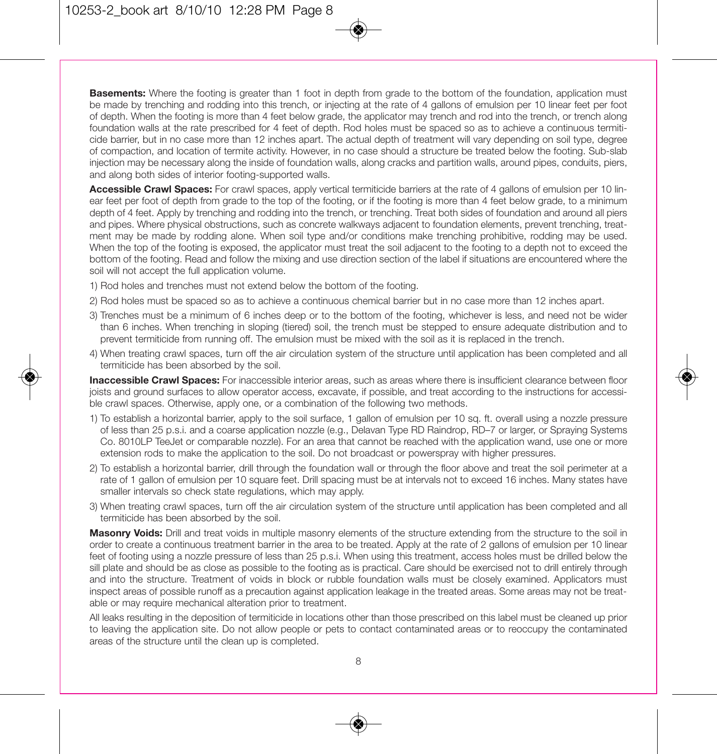**Basements:** Where the footing is greater than 1 foot in depth from grade to the bottom of the foundation, application must be made by trenching and rodding into this trench, or injecting at the rate of 4 gallons of emulsion per 10 linear feet per foot of depth. When the footing is more than 4 feet below grade, the applicator may trench and rod into the trench, or trench along foundation walls at the rate prescribed for 4 feet of depth. Rod holes must be spaced so as to achieve a continuous termiticide barrier, but in no case more than 12 inches apart. The actual depth of treatment will vary depending on soil type, degree of compaction, and location of termite activity. However, in no case should a structure be treated below the footing. Sub-slab injection may be necessary along the inside of foundation walls, along cracks and partition walls, around pipes, conduits, piers, and along both sides of interior footing-supported walls.

**Accessible Crawl Spaces:** For crawl spaces, apply vertical termiticide barriers at the rate of 4 gallons of emulsion per 10 linear feet per foot of depth from grade to the top of the footing, or if the footing is more than 4 feet below grade, to a minimum depth of 4 feet. Apply by trenching and rodding into the trench, or trenching. Treat both sides of foundation and around all piers and pipes. Where physical obstructions, such as concrete walkways adjacent to foundation elements, prevent trenching, treatment may be made by rodding alone. When soil type and/or conditions make trenching prohibitive, rodding may be used. When the top of the footing is exposed, the applicator must treat the soil adjacent to the footing to a depth not to exceed the bottom of the footing. Read and follow the mixing and use direction section of the label if situations are encountered where the soil will not accept the full application volume.

1) Rod holes and trenches must not extend below the bottom of the footing.
2) Rod holes must be spaced so as to achieve a continuous chemical barrier but in no case more than 12 inches apart.
3) Trenches must be a minimum of 6 inches deep or to the bottom of the footing, whichever is less, and need not be wider than 6 inches. When trenching in sloping (tiered) soil, the trench must be stepped to ensure adequate distribution and to prevent termiticide from running off. The emulsion must be mixed with the soil as it is replaced in the trench.
4) When treating crawl spaces, turn off the air circulation system of the structure until application has been completed and all termiticide has been absorbed by the soil.

**Inaccessible Crawl Spaces:** For inaccessible interior areas, such as areas where there is insufficient clearance between floor joists and ground surfaces to allow operator access, excavate, if possible, and treat according to the instructions for accessible crawl spaces. Otherwise, apply one, or a combination of the following two methods.

1) To establish a horizontal barrier, apply to the soil surface, 1 gallon of emulsion per 10 sq. ft. overall using a nozzle pressure of less than 25 p.s.i. and a coarse application nozzle (e.g., Delavan Type RD Raindrop, RD–7 or larger, or Spraying Systems Co. 8010LP TeeJet or comparable nozzle). For an area that cannot be reached with the application wand, use one or more extension rods to make the application to the soil. Do not broadcast or powerspray with higher pressures.
2) To establish a horizontal barrier, drill through the foundation wall or through the floor above and treat the soil perimeter at a rate of 1 gallon of emulsion per 10 square feet. Drill spacing must be at intervals not to exceed 16 inches. Many states have smaller intervals so check state regulations, which may apply.
3) When treating crawl spaces, turn off the air circulation system of the structure until application has been completed and all termiticide has been absorbed by the soil.

**Masonry Voids:** Drill and treat voids in multiple masonry elements of the structure extending from the structure to the soil in order to create a continuous treatment barrier in the area to be treated. Apply at the rate of 2 gallons of emulsion per 10 linear feet of footing using a nozzle pressure of less than 25 p.s.i. When using this treatment, access holes must be drilled below the sill plate and should be as close as possible to the footing as is practical. Care should be exercised not to drill entirely through and into the structure. Treatment of voids in block or rubble foundation walls must be closely examined. Applicators must inspect areas of possible runoff as a precaution against application leakage in the treated areas. Some areas may not be treatable or may require mechanical alteration prior to treatment.

All leaks resulting in the deposition of termiticide in locations other than those prescribed on this label must be cleaned up prior to leaving the application site. Do not allow people or pets to contact contaminated areas or to reoccupy the contaminated areas of the structure until the clean up is completed.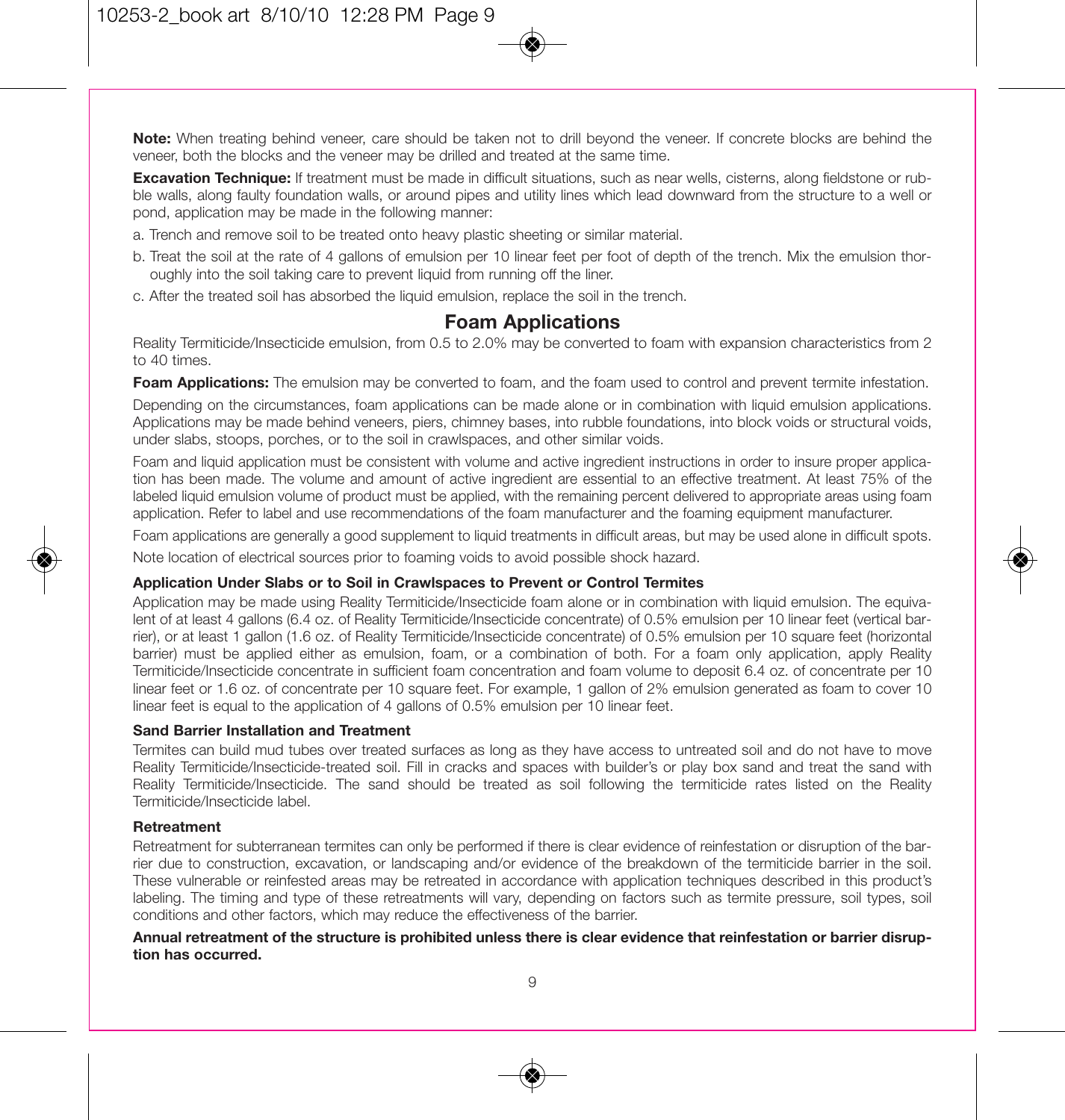**Note:** When treating behind veneer, care should be taken not to drill beyond the veneer. If concrete blocks are behind the veneer, both the blocks and the veneer may be drilled and treated at the same time.

**Excavation Technique:** If treatment must be made in difficult situations, such as near wells, cisterns, along fieldstone or rubble walls, along faulty foundation walls, or around pipes and utility lines which lead downward from the structure to a well or pond, application may be made in the following manner:

a. Trench and remove soil to be treated onto heavy plastic sheeting or similar material.

b. Treat the soil at the rate of 4 gallons of emulsion per 10 linear feet per foot of depth of the trench. Mix the emulsion thoroughly into the soil taking care to prevent liquid from running off the liner.

c. After the treated soil has absorbed the liquid emulsion, replace the soil in the trench.

## Foam Applications

Reality Termiticide/Insecticide emulsion, from 0.5 to 2.0% may be converted to foam with expansion characteristics from 2 to 40 times.

**Foam Applications:** The emulsion may be converted to foam, and the foam used to control and prevent termite infestation.

Depending on the circumstances, foam applications can be made alone or in combination with liquid emulsion applications. Applications may be made behind veneers, piers, chimney bases, into rubble foundations, into block voids or structural voids, under slabs, stoops, porches, or to the soil in crawlspaces, and other similar voids.

Foam and liquid application must be consistent with volume and active ingredient instructions in order to insure proper application has been made. The volume and amount of active ingredient are essential to an effective treatment. At least 75% of the labeled liquid emulsion volume of product must be applied, with the remaining percent delivered to appropriate areas using foam application. Refer to label and use recommendations of the foam manufacturer and the foaming equipment manufacturer.

Foam applications are generally a good supplement to liquid treatments in difficult areas, but may be used alone in difficult spots.

Note location of electrical sources prior to foaming voids to avoid possible shock hazard.

### Application Under Slabs or to Soil in Crawlspaces to Prevent or Control Termites

Application may be made using Reality Termiticide/Insecticide foam alone or in combination with liquid emulsion. The equivalent of at least 4 gallons (6.4 oz. of Reality Termiticide/Insecticide concentrate) of 0.5% emulsion per 10 linear feet (vertical barrier), or at least 1 gallon (1.6 oz. of Reality Termiticide/Insecticide concentrate) of 0.5% emulsion per 10 square feet (horizontal barrier) must be applied either as emulsion, foam, or a combination of both. For a foam only application, apply Reality Termiticide/Insecticide concentrate in sufficient foam concentration and foam volume to deposit 6.4 oz. of concentrate per 10 linear feet or 1.6 oz. of concentrate per 10 square feet. For example, 1 gallon of 2% emulsion generated as foam to cover 10 linear feet is equal to the application of 4 gallons of 0.5% emulsion per 10 linear feet.

### Sand Barrier Installation and Treatment

Termites can build mud tubes over treated surfaces as long as they have access to untreated soil and do not have to move Reality Termiticide/Insecticide-treated soil. Fill in cracks and spaces with builder's or play box sand and treat the sand with Reality Termiticide/Insecticide. The sand should be treated as soil following the termiticide rates listed on the Reality Termiticide/Insecticide label.

### Retreatment

Retreatment for subterranean termites can only be performed if there is clear evidence of reinfestation or disruption of the barrier due to construction, excavation, or landscaping and/or evidence of the breakdown of the termiticide barrier in the soil. These vulnerable or reinfested areas may be retreated in accordance with application techniques described in this product's labeling. The timing and type of these retreatments will vary, depending on factors such as termite pressure, soil types, soil conditions and other factors, which may reduce the effectiveness of the barrier.

**Annual retreatment of the structure is prohibited unless there is clear evidence that reinfestation or barrier disruption has occurred.**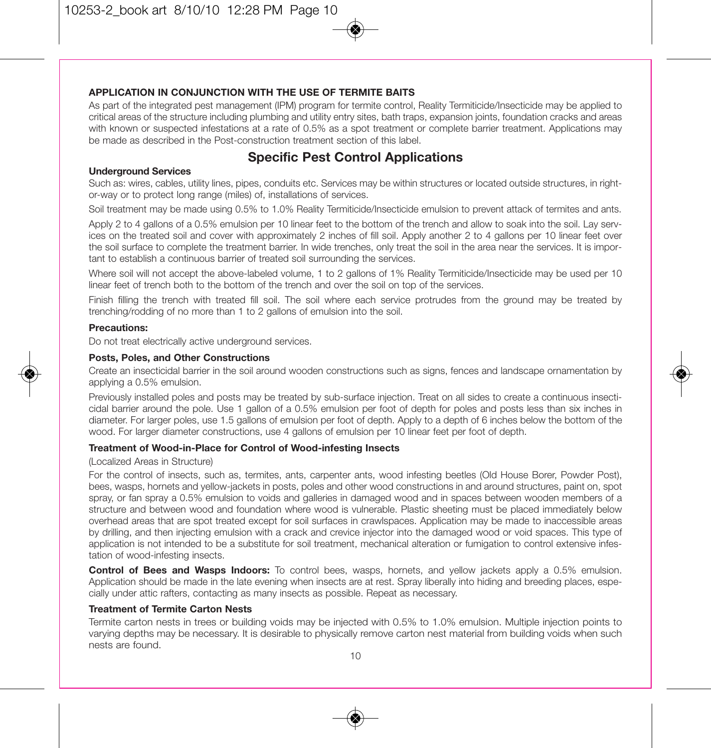**APPLICATION IN CONJUNCTION WITH THE USE OF TERMITE BAITS**

As part of the integrated pest management (IPM) program for termite control, Reality Termiticide/Insecticide may be applied to critical areas of the structure including plumbing and utility entry sites, bath traps, expansion joints, foundation cracks and areas with known or suspected infestations at a rate of 0.5% as a spot treatment or complete barrier treatment. Applications may be made as described in the Post-construction treatment section of this label.

## Specific Pest Control Applications

**Underground Services**

Such as: wires, cables, utility lines, pipes, conduits etc. Services may be within structures or located outside structures, in right-or-way or to protect long range (miles) of, installations of services.

Soil treatment may be made using 0.5% to 1.0% Reality Termiticide/Insecticide emulsion to prevent attack of termites and ants.

Apply 2 to 4 gallons of a 0.5% emulsion per 10 linear feet to the bottom of the trench and allow to soak into the soil. Lay services on the treated soil and cover with approximately 2 inches of fill soil. Apply another 2 to 4 gallons per 10 linear feet over the soil surface to complete the treatment barrier. In wide trenches, only treat the soil in the area near the services. It is important to establish a continuous barrier of treated soil surrounding the services.

Where soil will not accept the above-labeled volume, 1 to 2 gallons of 1% Reality Termiticide/Insecticide may be used per 10 linear feet of trench both to the bottom of the trench and over the soil on top of the services.

Finish filling the trench with treated fill soil. The soil where each service protrudes from the ground may be treated by trenching/rodding of no more than 1 to 2 gallons of emulsion into the soil.

**Precautions:**

Do not treat electrically active underground services.

**Posts, Poles, and Other Constructions**

Create an insecticidal barrier in the soil around wooden constructions such as signs, fences and landscape ornamentation by applying a 0.5% emulsion.

Previously installed poles and posts may be treated by sub-surface injection. Treat on all sides to create a continuous insecticidal barrier around the pole. Use 1 gallon of a 0.5% emulsion per foot of depth for poles and posts less than six inches in diameter. For larger poles, use 1.5 gallons of emulsion per foot of depth. Apply to a depth of 6 inches below the bottom of the wood. For larger diameter constructions, use 4 gallons of emulsion per 10 linear feet per foot of depth.

**Treatment of Wood-in-Place for Control of Wood-infesting Insects**

(Localized Areas in Structure)

For the control of insects, such as, termites, ants, carpenter ants, wood infesting beetles (Old House Borer, Powder Post), bees, wasps, hornets and yellow-jackets in posts, poles and other wood constructions in and around structures, paint on, spot spray, or fan spray a 0.5% emulsion to voids and galleries in damaged wood and in spaces between wooden members of a structure and between wood and foundation where wood is vulnerable. Plastic sheeting must be placed immediately below overhead areas that are spot treated except for soil surfaces in crawlspaces. Application may be made to inaccessible areas by drilling, and then injecting emulsion with a crack and crevice injector into the damaged wood or void spaces. This type of application is not intended to be a substitute for soil treatment, mechanical alteration or fumigation to control extensive infestation of wood-infesting insects.

**Control of Bees and Wasps Indoors:** To control bees, wasps, hornets, and yellow jackets apply a 0.5% emulsion. Application should be made in the late evening when insects are at rest. Spray liberally into hiding and breeding places, especially under attic rafters, contacting as many insects as possible. Repeat as necessary.

**Treatment of Termite Carton Nests**

Termite carton nests in trees or building voids may be injected with 0.5% to 1.0% emulsion. Multiple injection points to varying depths may be necessary. It is desirable to physically remove carton nest material from building voids when such nests are found.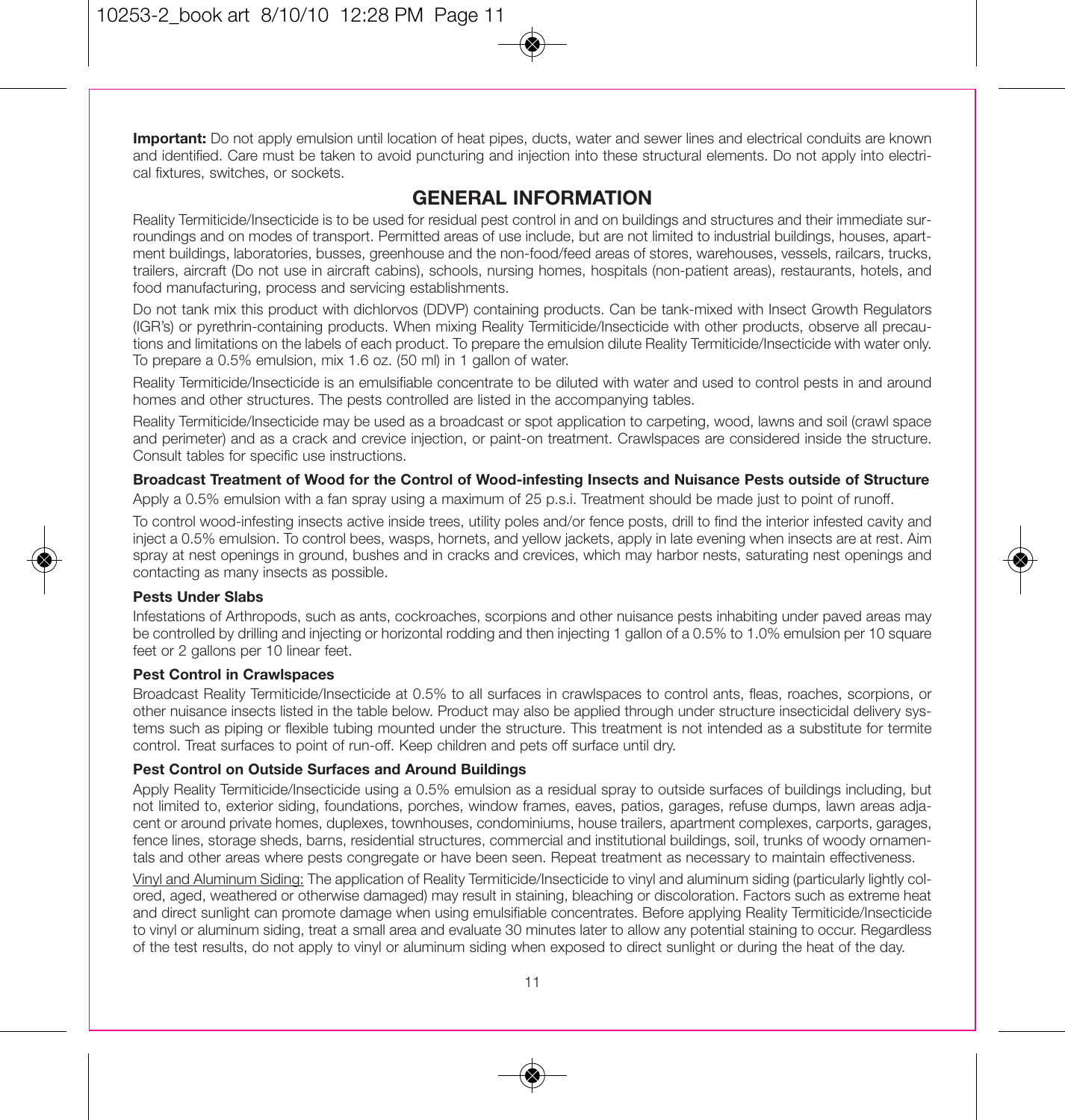**Important:** Do not apply emulsion until location of heat pipes, ducts, water and sewer lines and electrical conduits are known and identified. Care must be taken to avoid puncturing and injection into these structural elements. Do not apply into electrical fixtures, switches, or sockets.

## GENERAL INFORMATION

Reality Termiticide/Insecticide is to be used for residual pest control in and on buildings and structures and their immediate surroundings and on modes of transport. Permitted areas of use include, but are not limited to industrial buildings, houses, apartment buildings, laboratories, busses, greenhouse and the non-food/feed areas of stores, warehouses, vessels, railcars, trucks, trailers, aircraft (Do not use in aircraft cabins), schools, nursing homes, hospitals (non-patient areas), restaurants, hotels, and food manufacturing, process and servicing establishments.

Do not tank mix this product with dichlorvos (DDVP) containing products. Can be tank-mixed with Insect Growth Regulators (IGR's) or pyrethrin-containing products. When mixing Reality Termiticide/Insecticide with other products, observe all precautions and limitations on the labels of each product. To prepare the emulsion dilute Reality Termiticide/Insecticide with water only. To prepare a 0.5% emulsion, mix 1.6 oz. (50 ml) in 1 gallon of water.

Reality Termiticide/Insecticide is an emulsifiable concentrate to be diluted with water and used to control pests in and around homes and other structures. The pests controlled are listed in the accompanying tables.

Reality Termiticide/Insecticide may be used as a broadcast or spot application to carpeting, wood, lawns and soil (crawl space and perimeter) and as a crack and crevice injection, or paint-on treatment. Crawlspaces are considered inside the structure. Consult tables for specific use instructions.

**Broadcast Treatment of Wood for the Control of Wood-infesting Insects and Nuisance Pests outside of Structure**

Apply a 0.5% emulsion with a fan spray using a maximum of 25 p.s.i. Treatment should be made just to point of runoff.

To control wood-infesting insects active inside trees, utility poles and/or fence posts, drill to find the interior infested cavity and inject a 0.5% emulsion. To control bees, wasps, hornets, and yellow jackets, apply in late evening when insects are at rest. Aim spray at nest openings in ground, bushes and in cracks and crevices, which may harbor nests, saturating nest openings and contacting as many insects as possible.

**Pests Under Slabs**

Infestations of Arthropods, such as ants, cockroaches, scorpions and other nuisance pests inhabiting under paved areas may be controlled by drilling and injecting or horizontal rodding and then injecting 1 gallon of a 0.5% to 1.0% emulsion per 10 square feet or 2 gallons per 10 linear feet.

**Pest Control in Crawlspaces**

Broadcast Reality Termiticide/Insecticide at 0.5% to all surfaces in crawlspaces to control ants, fleas, roaches, scorpions, or other nuisance insects listed in the table below. Product may also be applied through under structure insecticidal delivery systems such as piping or flexible tubing mounted under the structure. This treatment is not intended as a substitute for termite control. Treat surfaces to point of run-off. Keep children and pets off surface until dry.

**Pest Control on Outside Surfaces and Around Buildings**

Apply Reality Termiticide/Insecticide using a 0.5% emulsion as a residual spray to outside surfaces of buildings including, but not limited to, exterior siding, foundations, porches, window frames, eaves, patios, garages, refuse dumps, lawn areas adjacent or around private homes, duplexes, townhouses, condominiums, house trailers, apartment complexes, carports, garages, fence lines, storage sheds, barns, residential structures, commercial and institutional buildings, soil, trunks of woody ornamentals and other areas where pests congregate or have been seen. Repeat treatment as necessary to maintain effectiveness.

Vinyl and Aluminum Siding: The application of Reality Termiticide/Insecticide to vinyl and aluminum siding (particularly lightly colored, aged, weathered or otherwise damaged) may result in staining, bleaching or discoloration. Factors such as extreme heat and direct sunlight can promote damage when using emulsifiable concentrates. Before applying Reality Termiticide/Insecticide to vinyl or aluminum siding, treat a small area and evaluate 30 minutes later to allow any potential staining to occur. Regardless of the test results, do not apply to vinyl or aluminum siding when exposed to direct sunlight or during the heat of the day.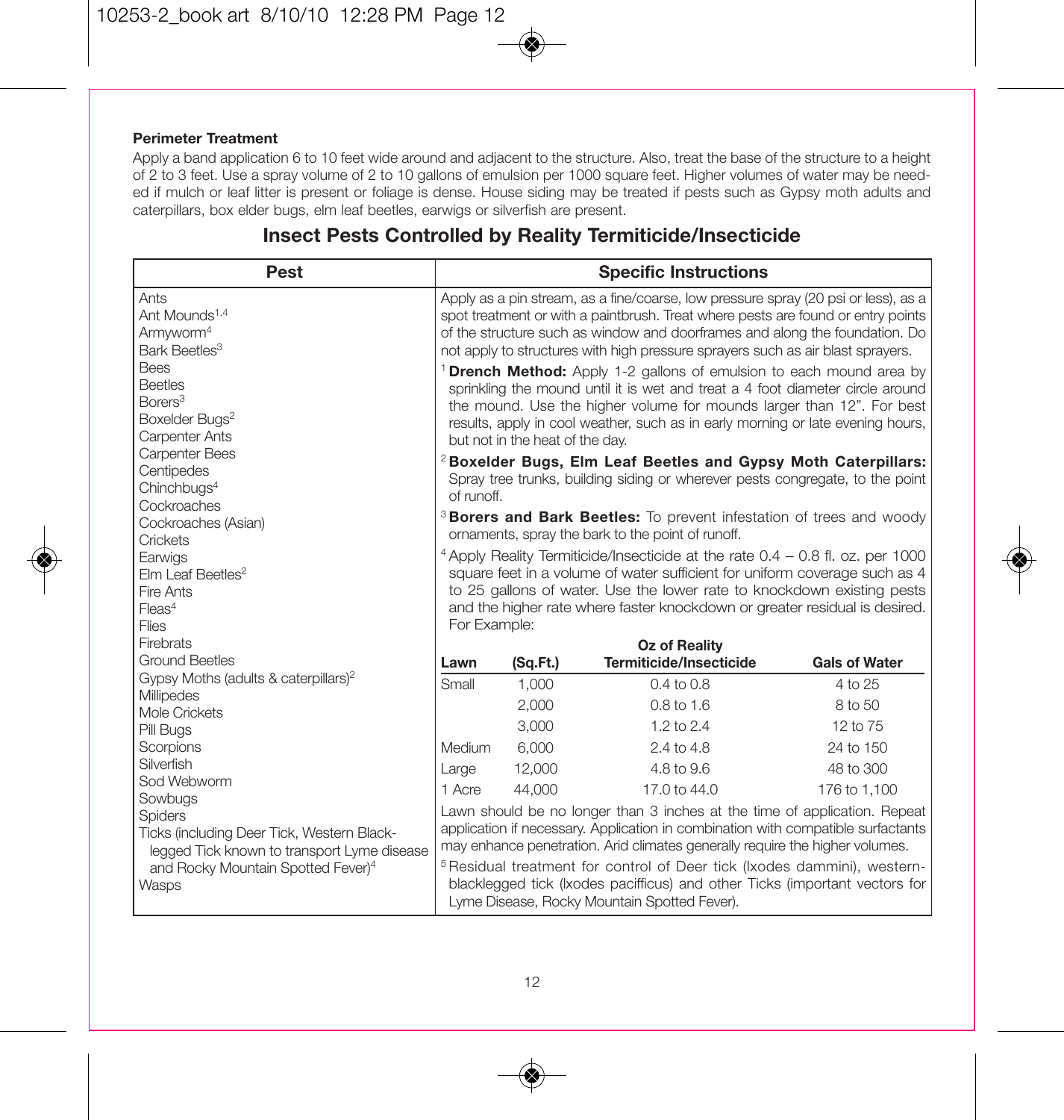**Perimeter Treatment**

Apply a band application 6 to 10 feet wide around and adjacent to the structure. Also, treat the base of the structure to a height of 2 to 3 feet. Use a spray volume of 2 to 10 gallons of emulsion per 1000 square feet. Higher volumes of water may be needed if mulch or leaf litter is present or foliage is dense. House siding may be treated if pests such as Gypsy moth adults and caterpillars, box elder bugs, elm leaf beetles, earwigs or silverfish are present.

## Insect Pests Controlled by Reality Termiticide/Insecticide

| Pest | Specific Instructions |
|---|---|
| Ants<br>Ant Mounds[1,4]<br>Armyworm[4]<br>Bark Beetles[3]<br>Bees<br>Beetles<br>Borers[3]<br>Boxelder Bugs[2]<br>Carpenter Ants<br>Carpenter Bees<br>Centipedes<br>Chinchbugs[4]<br>Cockroaches<br>Cockroaches (Asian)<br>Crickets<br>Earwigs<br>Elm Leaf Beetles[2]<br>Fire Ants<br>Fleas[4]<br>Flies<br>Firebrats<br>Ground Beetles<br>Gypsy Moths (adults & caterpillars)[2]<br>Millipedes<br>Mole Crickets<br>Pill Bugs<br>Scorpions<br>Silverfish<br>Sod Webworm<br>Sowbugs<br>Spiders<br>Ticks (including Deer Tick, Western Black-legged Tick known to transport Lyme disease and Rocky Mountain Spotted Fever)[4]<br>Wasps | Apply as a pin stream, as a fine/coarse, low pressure spray (20 psi or less), as a spot treatment or with a paintbrush. Treat where pests are found or entry points of the structure such as window and doorframes and along the foundation. Do not apply to structures with high pressure sprayers such as air blast sprayers.<br><br>[1] **Drench Method:** Apply 1-2 gallons of emulsion to each mound area by sprinkling the mound until it is wet and treat a 4 foot diameter circle around the mound. Use the higher volume for mounds larger than 12". For best results, apply in cool weather, such as in early morning or late evening hours, but not in the heat of the day.<br><br>[2] **Boxelder Bugs, Elm Leaf Beetles and Gypsy Moth Caterpillars:** Spray tree trunks, building siding or wherever pests congregate, to the point of runoff.<br><br>[3] **Borers and Bark Beetles:** To prevent infestation of trees and woody ornamentals, spray the bark to the point of runoff.<br><br>[4] Apply Reality Termiticide/Insecticide at the rate 0.4 – 0.8 fl. oz. per 1000 square feet in a volume of water sufficient for uniform coverage such as 4 to 25 gallons of water. Use the lower rate to knockdown existing pests and the higher rate where faster knockdown or greater residual is desired. For Example: |

| Lawn | (Sq.Ft.) | Oz of Reality Termiticide/Insecticide | Gals of Water |
|---|---|---|---|
| Small | 1,000 | 0.4 to 0.8 | 4 to 25 |
| | 2,000 | 0.8 to 1.6 | 8 to 50 |
| | 3,000 | 1.2 to 2.4 | 12 to 75 |
| Medium | 6,000 | 2.4 to 4.8 | 24 to 150 |
| Large | 12,000 | 4.8 to 9.6 | 48 to 300 |
| 1 Acre | 44,000 | 17.0 to 44.0 | 176 to 1,100 |

Lawn should be no longer than 3 inches at the time of application. Repeat application if necessary. Application in combination with compatible surfactants may enhance penetration. Arid climates generally require the higher volumes.

[5] Residual treatment for control of Deer tick (Ixodes dammini), western-blacklegged tick (Ixodes pacifficus) and other Ticks (important vectors for Lyme Disease, Rocky Mountain Spotted Fever).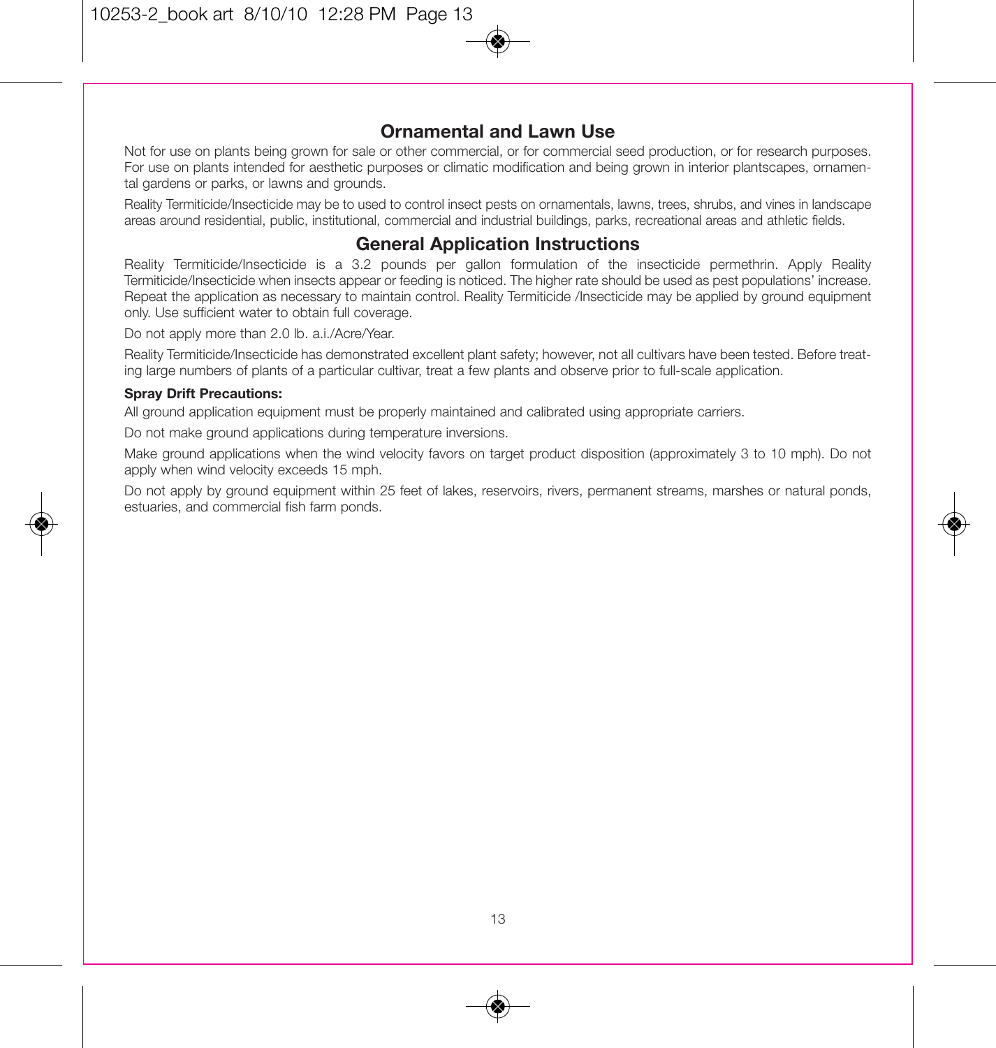## Ornamental and Lawn Use

Not for use on plants being grown for sale or other commercial, or for commercial seed production, or for research purposes. For use on plants intended for aesthetic purposes or climatic modification and being grown in interior plantscapes, ornamental gardens or parks, or lawns and grounds.

Reality Termiticide/Insecticide may be to used to control insect pests on ornamentals, lawns, trees, shrubs, and vines in landscape areas around residential, public, institutional, commercial and industrial buildings, parks, recreational areas and athletic fields.

## General Application Instructions

Reality Termiticide/Insecticide is a 3.2 pounds per gallon formulation of the insecticide permethrin. Apply Reality Termiticide/Insecticide when insects appear or feeding is noticed. The higher rate should be used as pest populations' increase. Repeat the application as necessary to maintain control. Reality Termiticide /Insecticide may be applied by ground equipment only. Use sufficient water to obtain full coverage.

Do not apply more than 2.0 lb. a.i./Acre/Year.

Reality Termiticide/Insecticide has demonstrated excellent plant safety; however, not all cultivars have been tested. Before treating large numbers of plants of a particular cultivar, treat a few plants and observe prior to full-scale application.

**Spray Drift Precautions:**

All ground application equipment must be properly maintained and calibrated using appropriate carriers.

Do not make ground applications during temperature inversions.

Make ground applications when the wind velocity favors on target product disposition (approximately 3 to 10 mph). Do not apply when wind velocity exceeds 15 mph.

Do not apply by ground equipment within 25 feet of lakes, reservoirs, rivers, permanent streams, marshes or natural ponds, estuaries, and commercial fish farm ponds.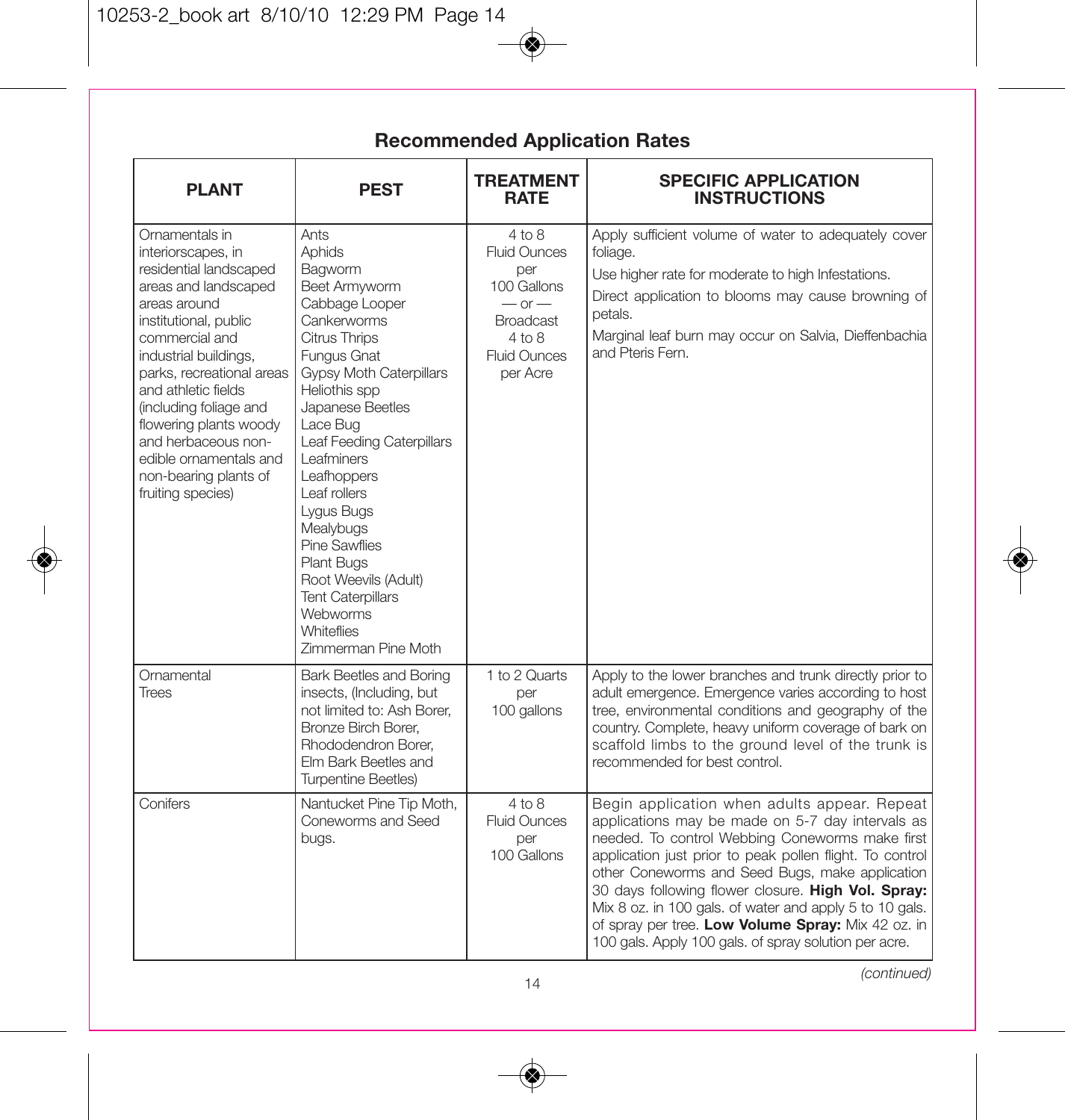## Recommended Application Rates

| PLANT | PEST | TREATMENT RATE | SPECIFIC APPLICATION INSTRUCTIONS |
|---|---|---|---|
| Ornamentals in interiorscapes, in residential landscaped areas and landscaped areas around institutional, public commercial and industrial buildings, parks, recreational areas and athletic fields (including foliage and flowering plants woody and herbaceous non-edible ornamentals and non-bearing plants of fruiting species) | Ants<br>Aphids<br>Bagworm<br>Beet Armyworm<br>Cabbage Looper<br>Cankerworms<br>Citrus Thrips<br>Fungus Gnat<br>Gypsy Moth Caterpillars<br>Heliothis spp<br>Japanese Beetles<br>Lace Bug<br>Leaf Feeding Caterpillars<br>Leafminers<br>Leafhoppers<br>Leaf rollers<br>Lygus Bugs<br>Mealybugs<br>Pine Sawflies<br>Plant Bugs<br>Root Weevils (Adult)<br>Tent Caterpillars<br>Webworms<br>Whiteflies<br>Zimmerman Pine Moth | 4 to 8 Fluid Ounces per 100 Gallons<br>— or —<br>Broadcast 4 to 8 Fluid Ounces per Acre | Apply sufficient volume of water to adequately cover foliage.<br>Use higher rate for moderate to high Infestations.<br>Direct application to blooms may cause browning of petals.<br>Marginal leaf burn may occur on Salvia, Dieffenbachia and Pteris Fern. |
| Ornamental Trees | Bark Beetles and Boring insects, (Including, but not limited to: Ash Borer, Bronze Birch Borer, Rhododendron Borer, Elm Bark Beetles and Turpentine Beetles) | 1 to 2 Quarts per 100 gallons | Apply to the lower branches and trunk directly prior to adult emergence. Emergence varies according to host tree, environmental conditions and geography of the country. Complete, heavy uniform coverage of bark on scaffold limbs to the ground level of the trunk is recommended for best control. |
| Conifers | Nantucket Pine Tip Moth, Coneworms and Seed bugs. | 4 to 8 Fluid Ounces per 100 Gallons | Begin application when adults appear. Repeat applications may be made on 5-7 day intervals as needed. To control Webbing Coneworms make first application just prior to peak pollen flight. To control other Coneworms and Seed Bugs, make application 30 days following flower closure. **High Vol. Spray:** Mix 8 oz. in 100 gals. of water and apply 5 to 10 gals. of spray per tree. **Low Volume Spray:** Mix 42 oz. in 100 gals. Apply 100 gals. of spray solution per acre. |

*(continued)*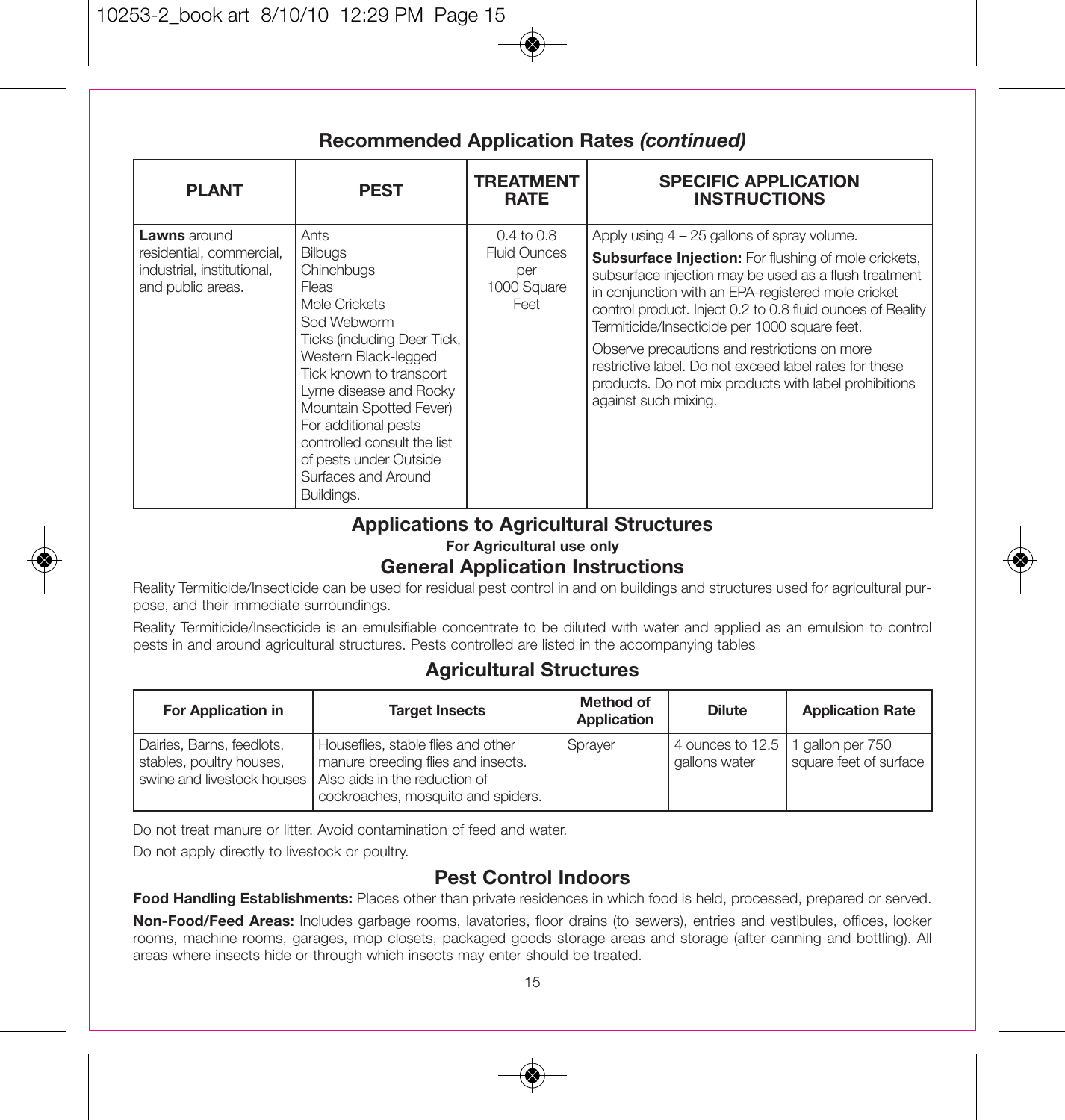## Recommended Application Rates *(continued)*

| PLANT | PEST | TREATMENT RATE | SPECIFIC APPLICATION INSTRUCTIONS |
|---|---|---|---|
| **Lawns** around residential, commercial, industrial, institutional, and public areas. | Ants<br>Bilbugs<br>Chinchbugs<br>Fleas<br>Mole Crickets<br>Sod Webworm<br>Ticks (including Deer Tick, Western Black-legged Tick known to transport Lyme disease and Rocky Mountain Spotted Fever)<br>For additional pests controlled consult the list of pests under Outside Surfaces and Around Buildings. | 0.4 to 0.8 Fluid Ounces per 1000 Square Feet | Apply using 4 – 25 gallons of spray volume.<br>**Subsurface Injection:** For flushing of mole crickets, subsurface injection may be used as a flush treatment in conjunction with an EPA-registered mole cricket control product. Inject 0.2 to 0.8 fluid ounces of Reality Termiticide/Insecticide per 1000 square feet.<br>Observe precautions and restrictions on more restrictive label. Do not exceed label rates for these products. Do not mix products with label prohibitions against such mixing. |

## Applications to Agricultural Structures

**For Agricultural use only**

## General Application Instructions

Reality Termiticide/Insecticide can be used for residual pest control in and on buildings and structures used for agricultural purpose, and their immediate surroundings.

Reality Termiticide/Insecticide is an emulsifiable concentrate to be diluted with water and applied as an emulsion to control pests in and around agricultural structures. Pests controlled are listed in the accompanying tables

## Agricultural Structures

| For Application in | Target Insects | Method of Application | Dilute | Application Rate |
|---|---|---|---|---|
| Dairies, Barns, feedlots, stables, poultry houses, swine and livestock houses | Houseflies, stable flies and other manure breeding flies and insects. Also aids in the reduction of cockroaches, mosquito and spiders. | Sprayer | 4 ounces to 12.5 gallons water | 1 gallon per 750 square feet of surface |

Do not treat manure or litter. Avoid contamination of feed and water.

Do not apply directly to livestock or poultry.

## Pest Control Indoors

**Food Handling Establishments:** Places other than private residences in which food is held, processed, prepared or served.

**Non-Food/Feed Areas:** Includes garbage rooms, lavatories, floor drains (to sewers), entries and vestibules, offices, locker rooms, machine rooms, garages, mop closets, packaged goods storage areas and storage (after canning and bottling). All areas where insects hide or through which insects may enter should be treated.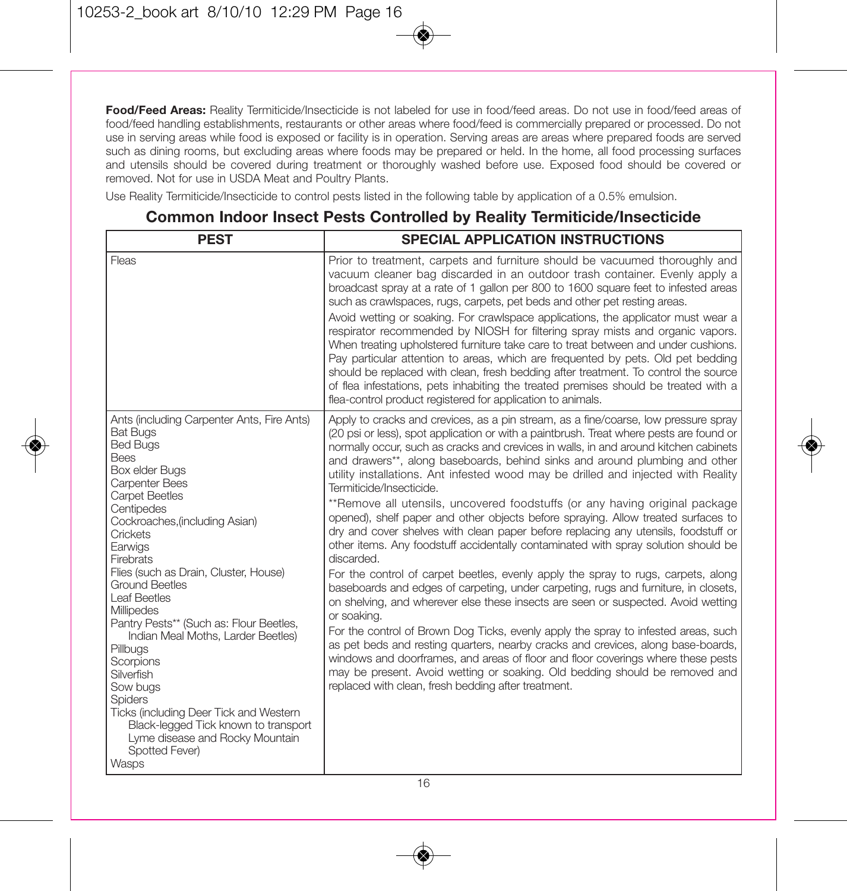**Food/Feed Areas:** Reality Termiticide/Insecticide is not labeled for use in food/feed areas. Do not use in food/feed areas of food/feed handling establishments, restaurants or other areas where food/feed is commercially prepared or processed. Do not use in serving areas while food is exposed or facility is in operation. Serving areas are areas where prepared foods are served such as dining rooms, but excluding areas where foods may be prepared or held. In the home, all food processing surfaces and utensils should be covered during treatment or thoroughly washed before use. Exposed food should be covered or removed. Not for use in USDA Meat and Poultry Plants.

Use Reality Termiticide/Insecticide to control pests listed in the following table by application of a 0.5% emulsion.

## Common Indoor Insect Pests Controlled by Reality Termiticide/Insecticide

| PEST | SPECIAL APPLICATION INSTRUCTIONS |
|---|---|
| Fleas | Prior to treatment, carpets and furniture should be vacuumed thoroughly and vacuum cleaner bag discarded in an outdoor trash container. Evenly apply a broadcast spray at a rate of 1 gallon per 800 to 1600 square feet to infested areas such as crawlspaces, rugs, carpets, pet beds and other pet resting areas.<br>Avoid wetting or soaking. For crawlspace applications, the applicator must wear a respirator recommended by NIOSH for filtering spray mists and organic vapors. When treating upholstered furniture take care to treat between and under cushions. Pay particular attention to areas, which are frequented by pets. Old pet bedding should be replaced with clean, fresh bedding after treatment. To control the source of flea infestations, pets inhabiting the treated premises should be treated with a flea-control product registered for application to animals. |
| Ants (including Carpenter Ants, Fire Ants)<br>Bat Bugs<br>Bed Bugs<br>Bees<br>Box elder Bugs<br>Carpenter Bees<br>Carpet Beetles<br>Centipedes<br>Cockroaches,(including Asian)<br>Crickets<br>Earwigs<br>Firebrats<br>Flies (such as Drain, Cluster, House)<br>Ground Beetles<br>Leaf Beetles<br>Millipedes<br>Pantry Pests** (Such as: Flour Beetles, Indian Meal Moths, Larder Beetles)<br>Pillbugs<br>Scorpions<br>Silverfish<br>Sow bugs<br>Spiders<br>Ticks (including Deer Tick and Western Black-legged Tick known to transport Lyme disease and Rocky Mountain Spotted Fever)<br>Wasps | Apply to cracks and crevices, as a pin stream, as a fine/coarse, low pressure spray (20 psi or less), spot application or with a paintbrush. Treat where pests are found or normally occur, such as cracks and crevices in walls, in and around kitchen cabinets and drawers**, along baseboards, behind sinks and around plumbing and other utility installations. Ant infested wood may be drilled and injected with Reality Termiticide/Insecticide.<br>**Remove all utensils, uncovered foodstuffs (or any having original package opened), shelf paper and other objects before spraying. Allow treated surfaces to dry and cover shelves with clean paper before replacing any utensils, foodstuff or other items. Any foodstuff accidentally contaminated with spray solution should be discarded.<br>For the control of carpet beetles, evenly apply the spray to rugs, carpets, along baseboards and edges of carpeting, under carpeting, rugs and furniture, in closets, on shelving, and wherever else these insects are seen or suspected. Avoid wetting or soaking.<br>For the control of Brown Dog Ticks, evenly apply the spray to infested areas, such as pet beds and resting quarters, nearby cracks and crevices, along base-boards, windows and doorframes, and areas of floor and floor coverings where these pests may be present. Avoid wetting or soaking. Old bedding should be removed and replaced with clean, fresh bedding after treatment. |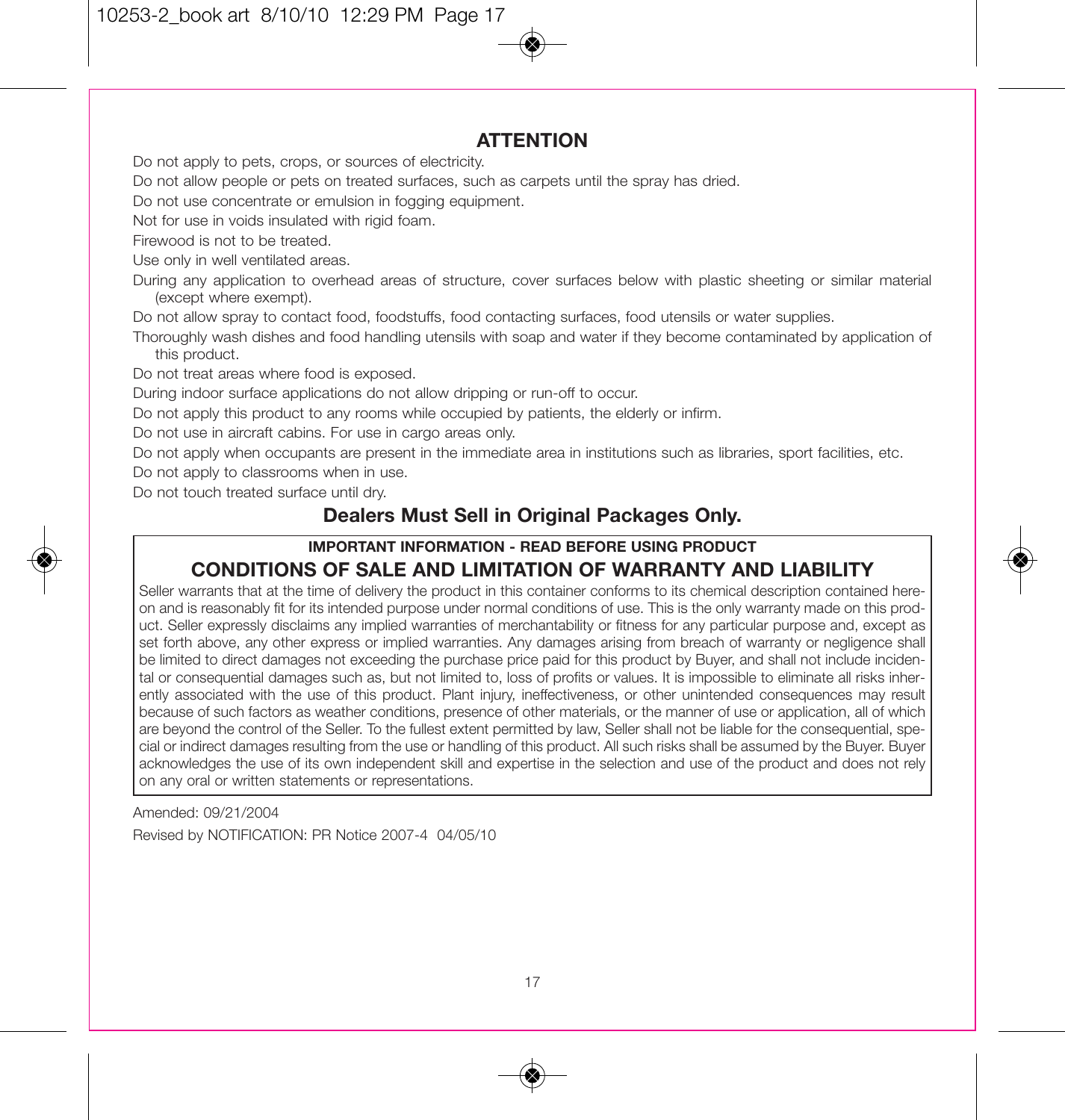## ATTENTION

Do not apply to pets, crops, or sources of electricity.

Do not allow people or pets on treated surfaces, such as carpets until the spray has dried.

Do not use concentrate or emulsion in fogging equipment.

Not for use in voids insulated with rigid foam.

Firewood is not to be treated.

Use only in well ventilated areas.

During any application to overhead areas of structure, cover surfaces below with plastic sheeting or similar material (except where exempt).

Do not allow spray to contact food, foodstuffs, food contacting surfaces, food utensils or water supplies.

Thoroughly wash dishes and food handling utensils with soap and water if they become contaminated by application of this product.

Do not treat areas where food is exposed.

During indoor surface applications do not allow dripping or run-off to occur.

Do not apply this product to any rooms while occupied by patients, the elderly or infirm.

Do not use in aircraft cabins. For use in cargo areas only.

Do not apply when occupants are present in the immediate area in institutions such as libraries, sport facilities, etc.

Do not apply to classrooms when in use.

Do not touch treated surface until dry.

## Dealers Must Sell in Original Packages Only.

**IMPORTANT INFORMATION - READ BEFORE USING PRODUCT**

### CONDITIONS OF SALE AND LIMITATION OF WARRANTY AND LIABILITY

Seller warrants that at the time of delivery the product in this container conforms to its chemical description contained hereon and is reasonably fit for its intended purpose under normal conditions of use. This is the only warranty made on this product. Seller expressly disclaims any implied warranties of merchantability or fitness for any particular purpose and, except as set forth above, any other express or implied warranties. Any damages arising from breach of warranty or negligence shall be limited to direct damages not exceeding the purchase price paid for this product by Buyer, and shall not include incidental or consequential damages such as, but not limited to, loss of profits or values. It is impossible to eliminate all risks inherently associated with the use of this product. Plant injury, ineffectiveness, or other unintended consequences may result because of such factors as weather conditions, presence of other materials, or the manner of use or application, all of which are beyond the control of the Seller. To the fullest extent permitted by law, Seller shall not be liable for the consequential, special or indirect damages resulting from the use or handling of this product. All such risks shall be assumed by the Buyer. Buyer acknowledges the use of its own independent skill and expertise in the selection and use of the product and does not rely on any oral or written statements or representations.

Amended: 09/21/2004

Revised by NOTIFICATION: PR Notice 2007-4 04/05/10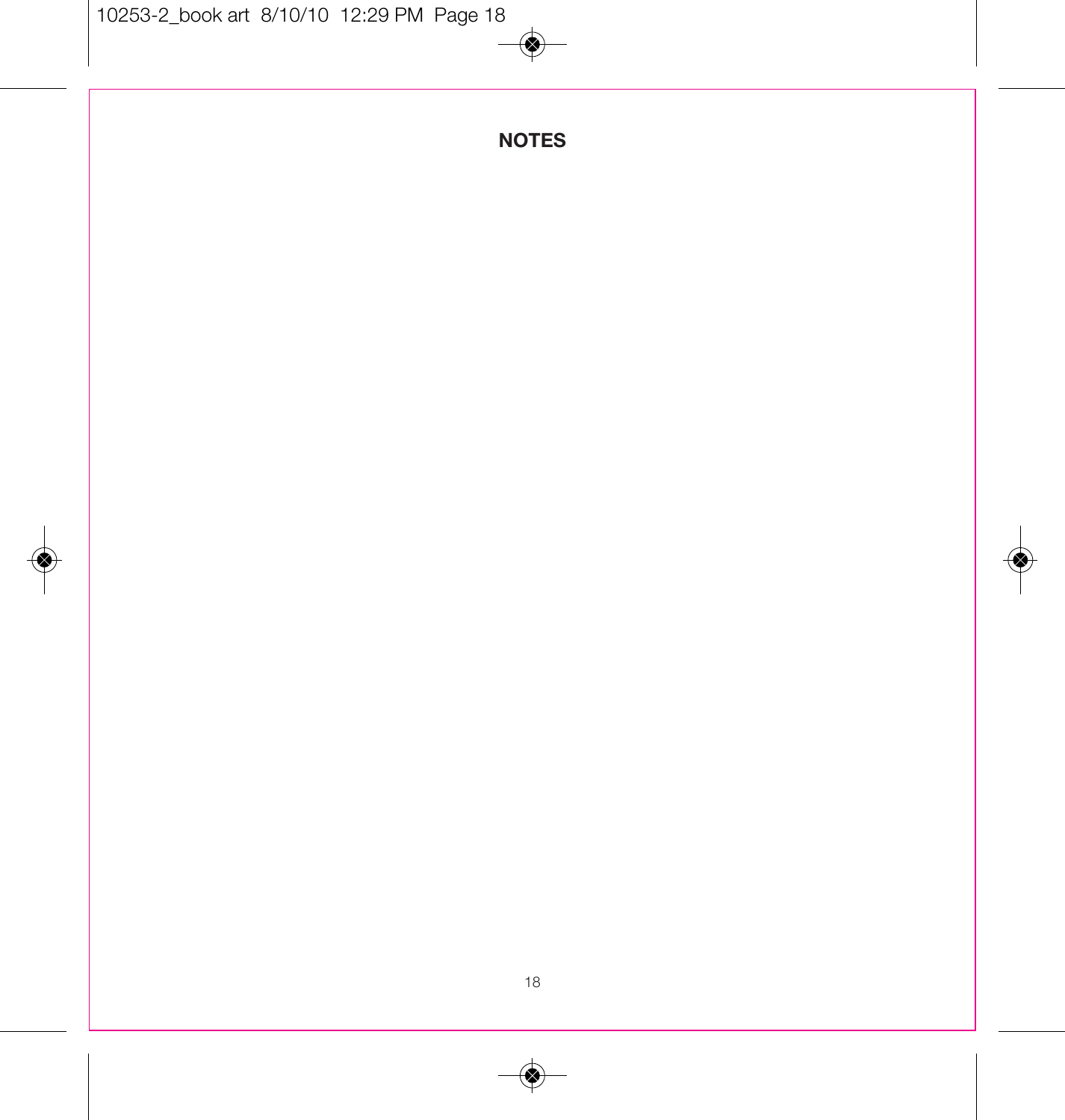## NOTES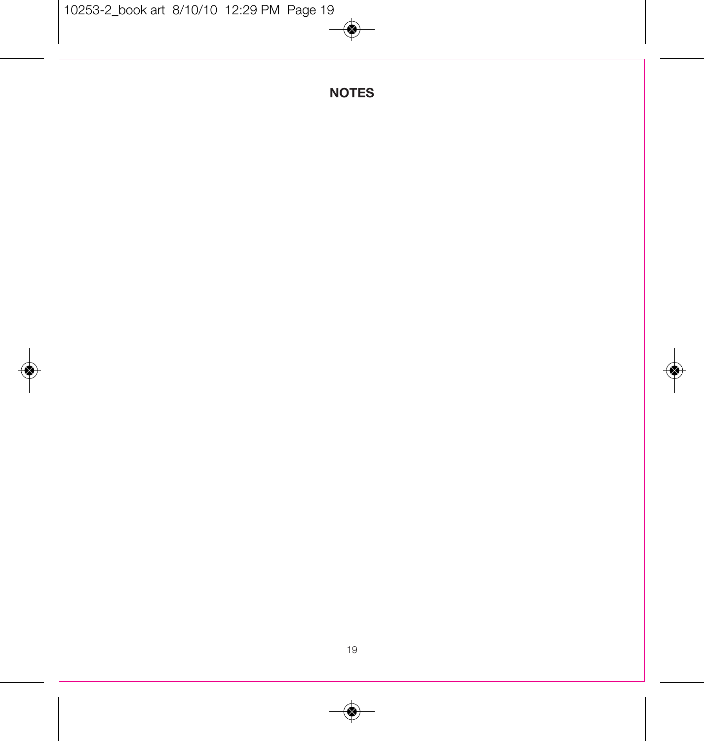# NOTES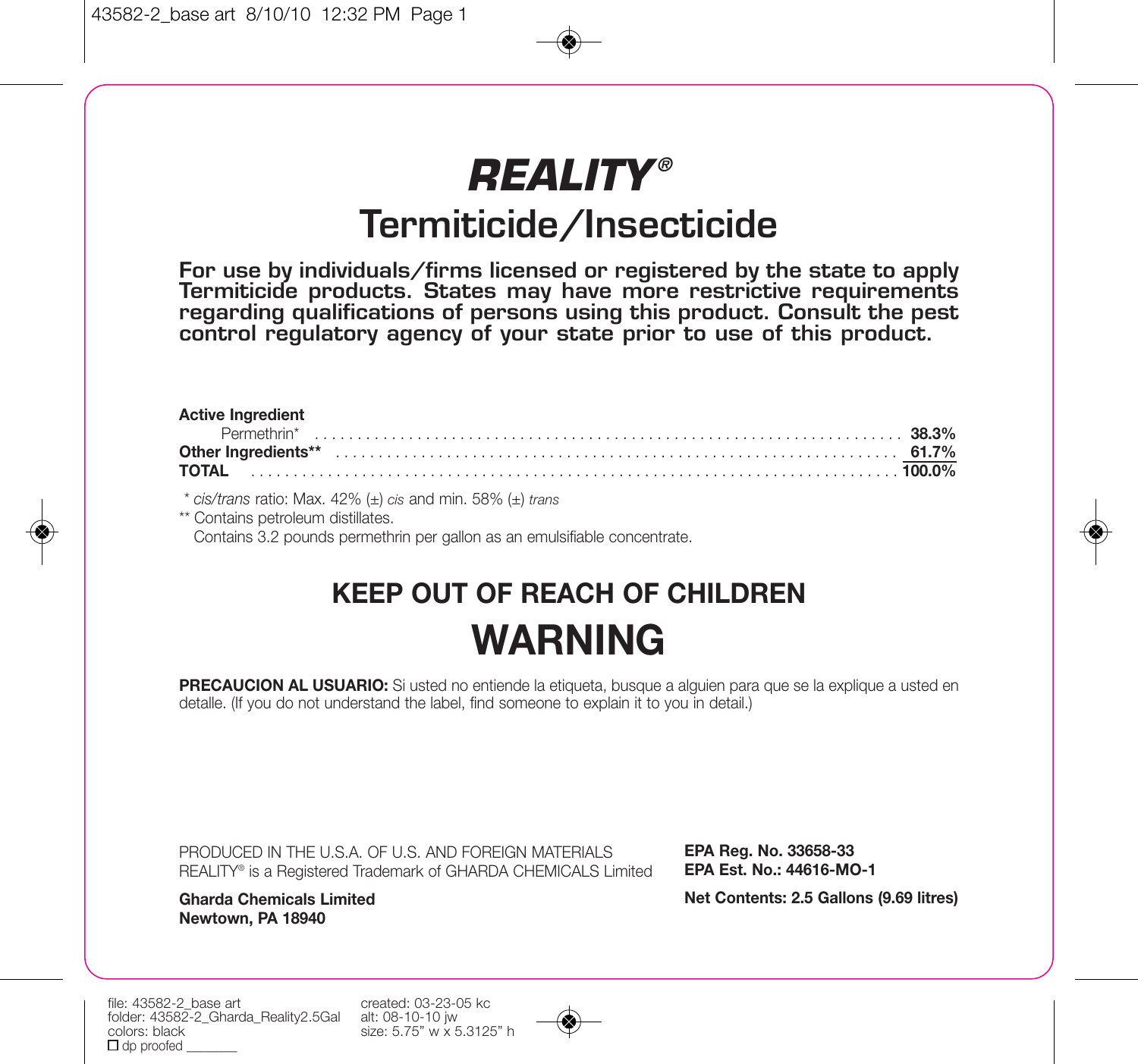# REALITY®

## Termiticide/Insecticide

**For use by individuals/firms licensed or registered by the state to apply Termiticide products. States may have more restrictive requirements regarding qualifications of persons using this product. Consult the pest control regulatory agency of your state prior to use of this product.**

**Active Ingredient**

| | |
|---|---|
| Permethrin* | **38.3%** |
| **Other Ingredients**** | **61.7%** |
| **TOTAL** | **100.0%** |

\* *cis/trans* ratio: Max. 42% (±) *cis* and min. 58% (±) *trans*

** Contains petroleum distillates.

Contains 3.2 pounds permethrin per gallon as an emulsifiable concentrate.

## KEEP OUT OF REACH OF CHILDREN

# WARNING

**PRECAUCION AL USUARIO:** Si usted no entiende la etiqueta, busque a alguien para que se la explique a usted en detalle. (If you do not understand the label, find someone to explain it to you in detail.)

PRODUCED IN THE U.S.A. OF U.S. AND FOREIGN MATERIALS
REALITY® is a Registered Trademark of GHARDA CHEMICALS Limited

**Gharda Chemicals Limited**
**Newtown, PA 18940**

**EPA Reg. No. 33658-33**
**EPA Est. No.: 44616-MO-1**

**Net Contents: 2.5 Gallons (9.69 litres)**